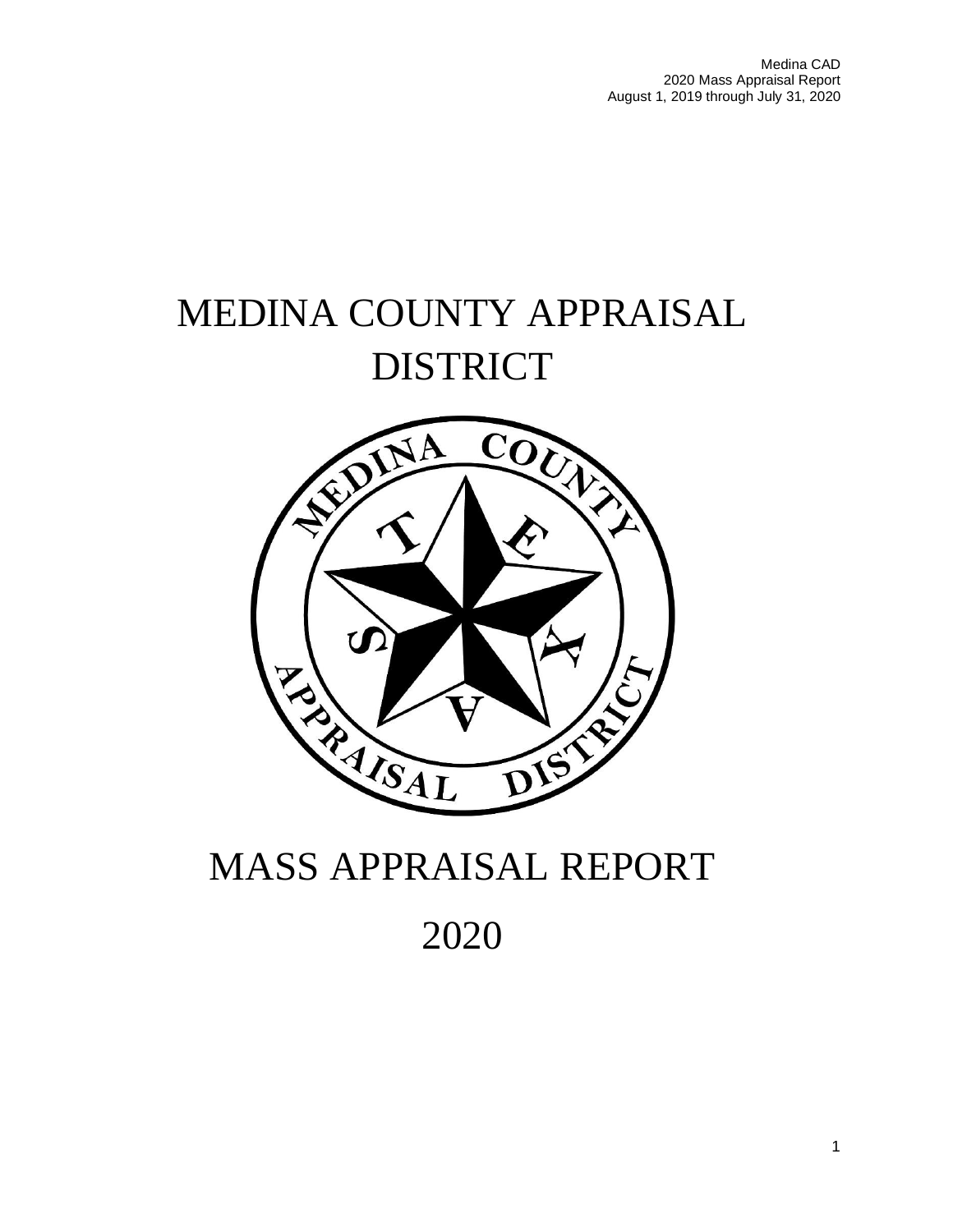# MEDINA COUNTY APPRAISAL DISTRICT

# MASS APPRAISAL REPORT

# 2020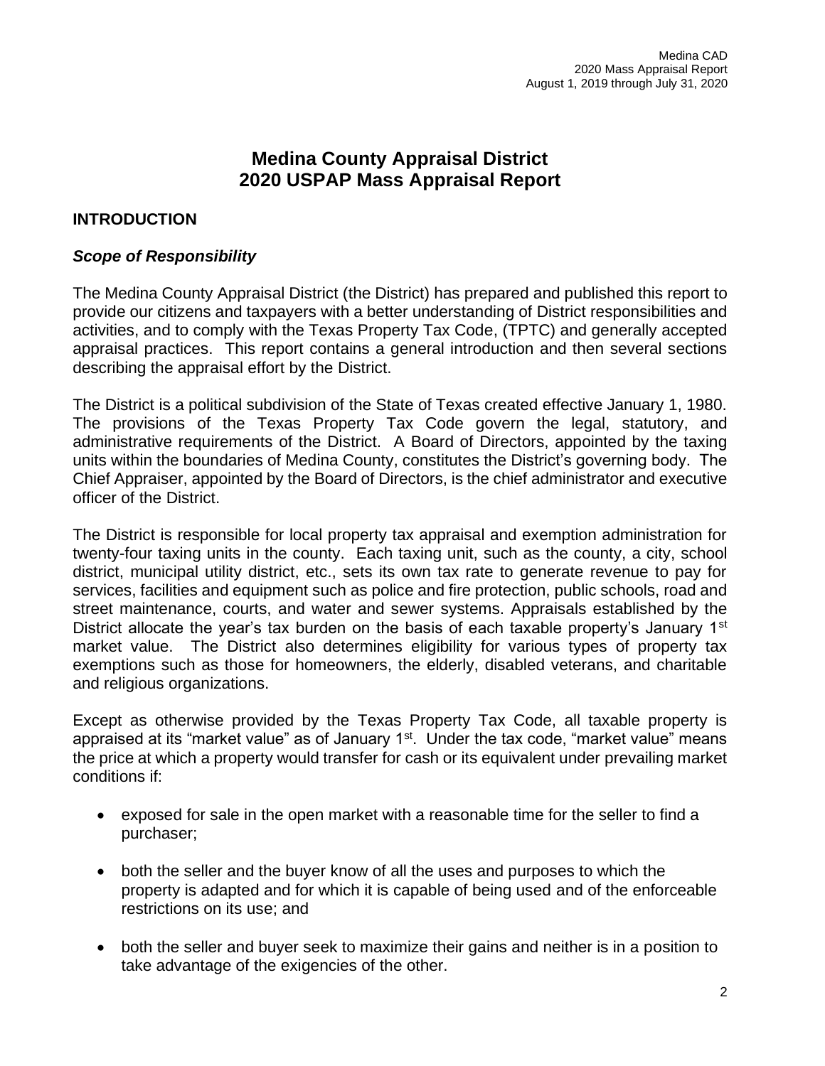# Medina County Appraisal District 2020 USPAP Mass Appraisal Report

## INTRODUCTION

### *Scope of Responsibility*

The Medina County Appraisal District (the District) has prepared and published this report to provide our citizens and taxpayers with a better understanding of District responsibilities and activities, and to comply with the Texas Property Tax Code, (TPTC) and generally accepted appraisal practices. This report contains a general introduction and then several sections describing the appraisal effort by the District.

The District is a political subdivision of the State of Texas created effective January 1, 1980. The provisions of the Texas Property Tax Code govern the legal, statutory, and administrative requirements of the District. A Board of Directors, appointed by the taxing units within the boundaries of Medina County, constitutes the District's governing body. The Chief Appraiser, appointed by the Board of Directors, is the chief administrator and executive officer of the District.

The District is responsible for local property tax appraisal and exemption administration for twenty-four taxing units in the county. Each taxing unit, such as the county, a city, school district, municipal utility district, etc., sets its own tax rate to generate revenue to pay for services, facilities and equipment such as police and fire protection, public schools, road and street maintenance, courts, and water and sewer systems. Appraisals established by the District allocate the year's tax burden on the basis of each taxable property's January 1st market value. The District also determines eligibility for various types of property tax exemptions such as those for homeowners, the elderly, disabled veterans, and charitable and religious organizations.

Except as otherwise provided by the Texas Property Tax Code, all taxable property is appraised at its "market value" as of January 1st. Under the tax code, "market value" means the price at which a property would transfer for cash or its equivalent under prevailing market conditions if:

- exposed for sale in the open market with a reasonable time for the seller to find a purchaser;
- both the seller and the buyer know of all the uses and purposes to which the property is adapted and for which it is capable of being used and of the enforceable restrictions on its use; and
- both the seller and buyer seek to maximize their gains and neither is in a position to take advantage of the exigencies of the other.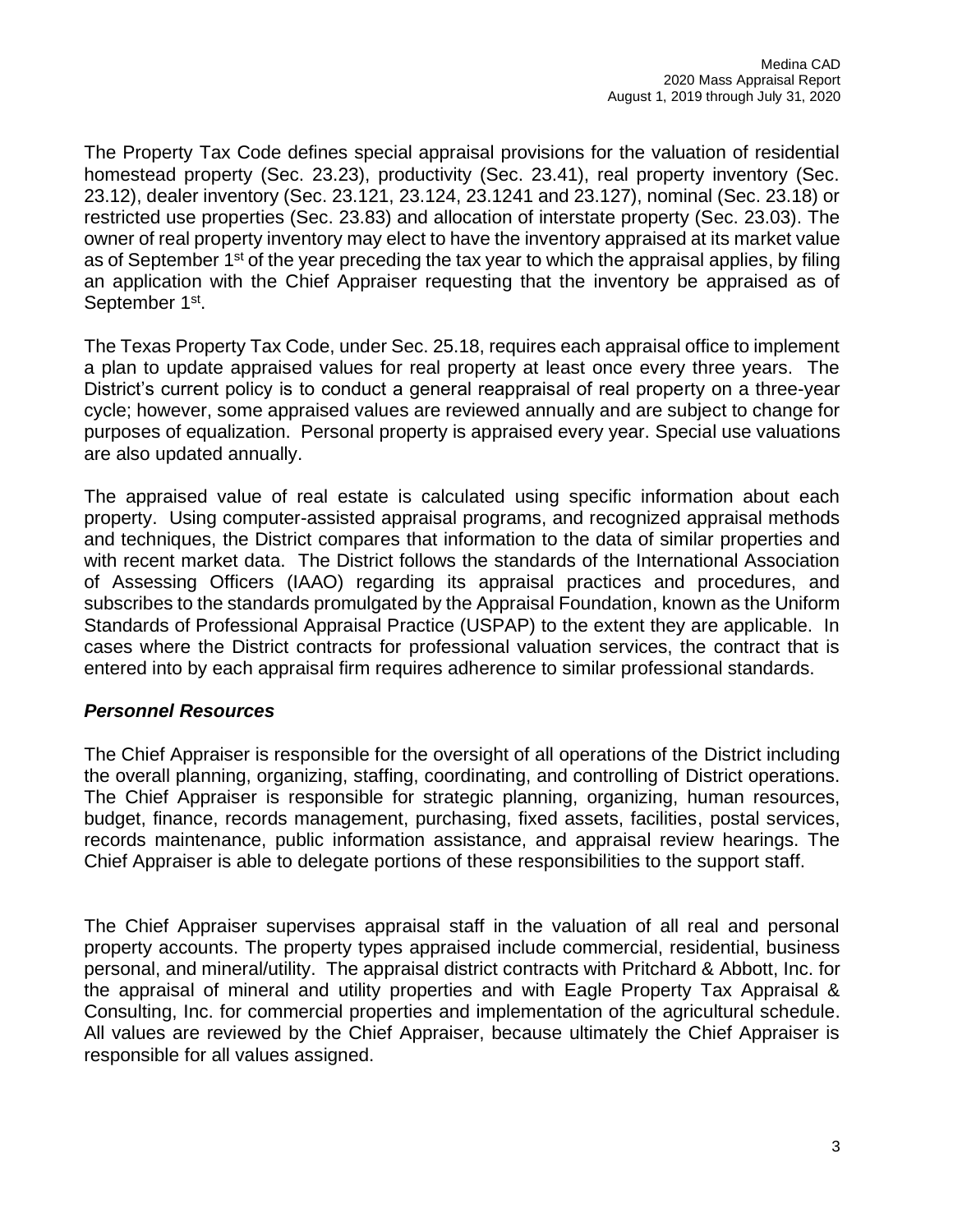The Property Tax Code defines special appraisal provisions for the valuation of residential homestead property (Sec. 23.23), productivity (Sec. 23.41), real property inventory (Sec. 23.12), dealer inventory (Sec. 23.121, 23.124, 23.1241 and 23.127), nominal (Sec. 23.18) or restricted use properties (Sec. 23.83) and allocation of interstate property (Sec. 23.03). The owner of real property inventory may elect to have the inventory appraised at its market value as of September 1st of the year preceding the tax year to which the appraisal applies, by filing an application with the Chief Appraiser requesting that the inventory be appraised as of September 1st.

The Texas Property Tax Code, under Sec. 25.18, requires each appraisal office to implement a plan to update appraised values for real property at least once every three years. The District's current policy is to conduct a general reappraisal of real property on a three-year cycle; however, some appraised values are reviewed annually and are subject to change for purposes of equalization. Personal property is appraised every year. Special use valuations are also updated annually.

The appraised value of real estate is calculated using specific information about each property. Using computer-assisted appraisal programs, and recognized appraisal methods and techniques, the District compares that information to the data of similar properties and with recent market data. The District follows the standards of the International Association of Assessing Officers (IAAO) regarding its appraisal practices and procedures, and subscribes to the standards promulgated by the Appraisal Foundation, known as the Uniform Standards of Professional Appraisal Practice (USPAP) to the extent they are applicable. In cases where the District contracts for professional valuation services, the contract that is entered into by each appraisal firm requires adherence to similar professional standards.

### *Personnel Resources*

The Chief Appraiser is responsible for the oversight of all operations of the District including the overall planning, organizing, staffing, coordinating, and controlling of District operations. The Chief Appraiser is responsible for strategic planning, organizing, human resources, budget, finance, records management, purchasing, fixed assets, facilities, postal services, records maintenance, public information assistance, and appraisal review hearings. The Chief Appraiser is able to delegate portions of these responsibilities to the support staff.

The Chief Appraiser supervises appraisal staff in the valuation of all real and personal property accounts. The property types appraised include commercial, residential, business personal, and mineral/utility. The appraisal district contracts with Pritchard & Abbott, Inc. for the appraisal of mineral and utility properties and with Eagle Property Tax Appraisal & Consulting, Inc. for commercial properties and implementation of the agricultural schedule. All values are reviewed by the Chief Appraiser, because ultimately the Chief Appraiser is responsible for all values assigned.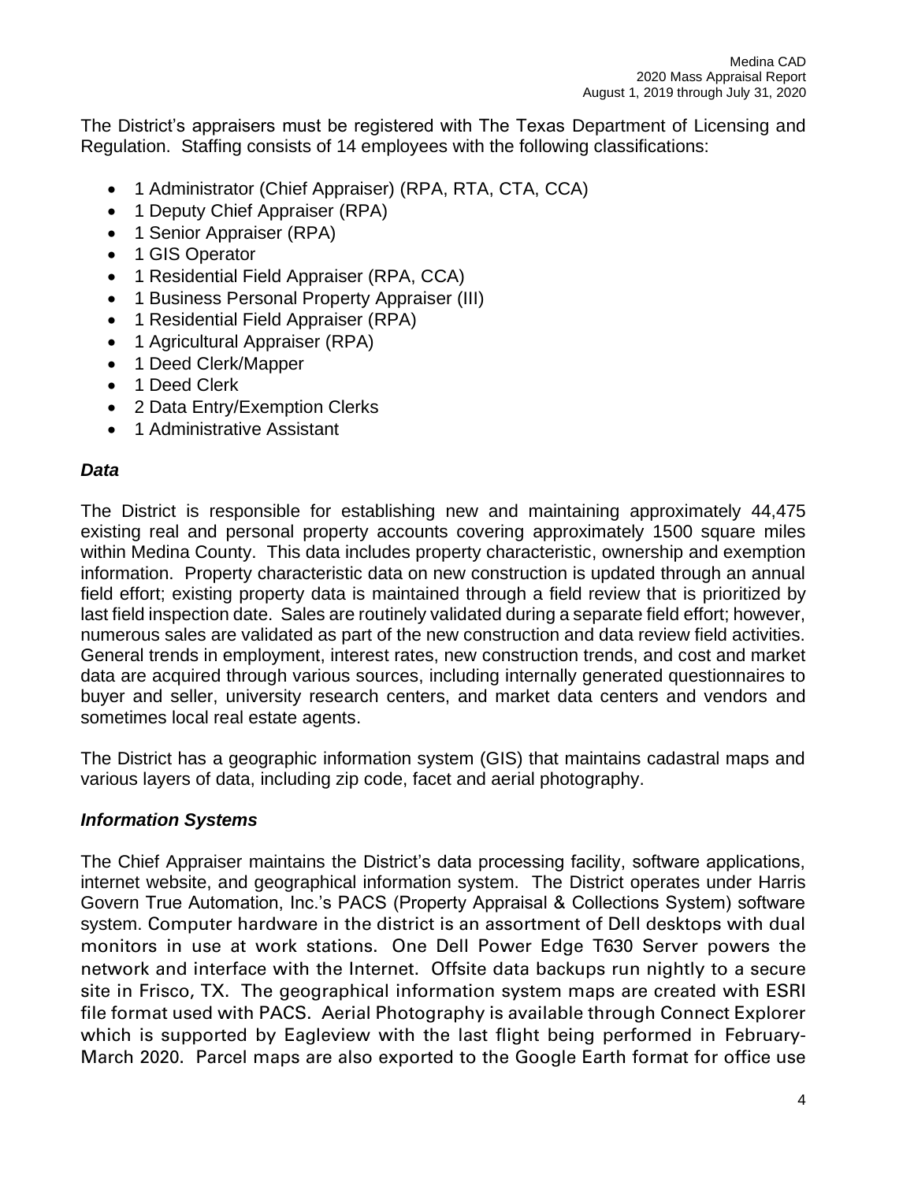The District's appraisers must be registered with The Texas Department of Licensing and Regulation. Staffing consists of 14 employees with the following classifications:

- 1 Administrator (Chief Appraiser) (RPA, RTA, CTA, CCA)
- 1 Deputy Chief Appraiser (RPA)
- 1 Senior Appraiser (RPA)
- 1 GIS Operator
- 1 Residential Field Appraiser (RPA, CCA)
- 1 Business Personal Property Appraiser (III)
- 1 Residential Field Appraiser (RPA)
- 1 Agricultural Appraiser (RPA)
- 1 Deed Clerk/Mapper
- 1 Deed Clerk
- 2 Data Entry/Exemption Clerks
- 1 Administrative Assistant

### *Data*

The District is responsible for establishing new and maintaining approximately 44,475 existing real and personal property accounts covering approximately 1500 square miles within Medina County. This data includes property characteristic, ownership and exemption information. Property characteristic data on new construction is updated through an annual field effort; existing property data is maintained through a field review that is prioritized by last field inspection date. Sales are routinely validated during a separate field effort; however, numerous sales are validated as part of the new construction and data review field activities. General trends in employment, interest rates, new construction trends, and cost and market data are acquired through various sources, including internally generated questionnaires to buyer and seller, university research centers, and market data centers and vendors and sometimes local real estate agents.

The District has a geographic information system (GIS) that maintains cadastral maps and various layers of data, including zip code, facet and aerial photography.

### *Information Systems*

The Chief Appraiser maintains the District's data processing facility, software applications, internet website, and geographical information system. The District operates under Harris Govern True Automation, Inc.'s PACS (Property Appraisal & Collections System) software system. Computer hardware in the district is an assortment of Dell desktops with dual monitors in use at work stations. One Dell Power Edge T630 Server powers the network and interface with the Internet. Offsite data backups run nightly to a secure site in Frisco, TX. The geographical information system maps are created with ESRI file format used with PACS. Aerial Photography is available through Connect Explorer which is supported by Eagleview with the last flight being performed in February-March 2020. Parcel maps are also exported to the Google Earth format for office use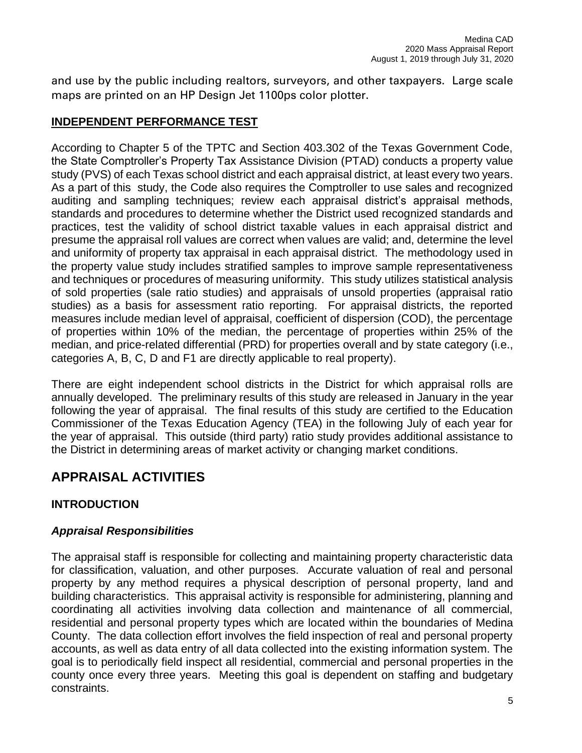and use by the public including realtors, surveyors, and other taxpayers. Large scale maps are printed on an HP Design Jet 1100ps color plotter.

**INDEPENDENT PERFORMANCE TEST**

According to Chapter 5 of the TPTC and Section 403.302 of the Texas Government Code, the State Comptroller's Property Tax Assistance Division (PTAD) conducts a property value study (PVS) of each Texas school district and each appraisal district, at least every two years. As a part of this study, the Code also requires the Comptroller to use sales and recognized auditing and sampling techniques; review each appraisal district's appraisal methods, standards and procedures to determine whether the District used recognized standards and practices, test the validity of school district taxable values in each appraisal district and presume the appraisal roll values are correct when values are valid; and, determine the level and uniformity of property tax appraisal in each appraisal district. The methodology used in the property value study includes stratified samples to improve sample representativeness and techniques or procedures of measuring uniformity. This study utilizes statistical analysis of sold properties (sale ratio studies) and appraisals of unsold properties (appraisal ratio studies) as a basis for assessment ratio reporting. For appraisal districts, the reported measures include median level of appraisal, coefficient of dispersion (COD), the percentage of properties within 10% of the median, the percentage of properties within 25% of the median, and price-related differential (PRD) for properties overall and by state category (i.e., categories A, B, C, D and F1 are directly applicable to real property).

There are eight independent school districts in the District for which appraisal rolls are annually developed. The preliminary results of this study are released in January in the year following the year of appraisal. The final results of this study are certified to the Education Commissioner of the Texas Education Agency (TEA) in the following July of each year for the year of appraisal. This outside (third party) ratio study provides additional assistance to the District in determining areas of market activity or changing market conditions.

# APPRAISAL ACTIVITIES

## INTRODUCTION

### *Appraisal Responsibilities*

The appraisal staff is responsible for collecting and maintaining property characteristic data for classification, valuation, and other purposes. Accurate valuation of real and personal property by any method requires a physical description of personal property, land and building characteristics. This appraisal activity is responsible for administering, planning and coordinating all activities involving data collection and maintenance of all commercial, residential and personal property types which are located within the boundaries of Medina County. The data collection effort involves the field inspection of real and personal property accounts, as well as data entry of all data collected into the existing information system. The goal is to periodically field inspect all residential, commercial and personal properties in the county once every three years. Meeting this goal is dependent on staffing and budgetary constraints.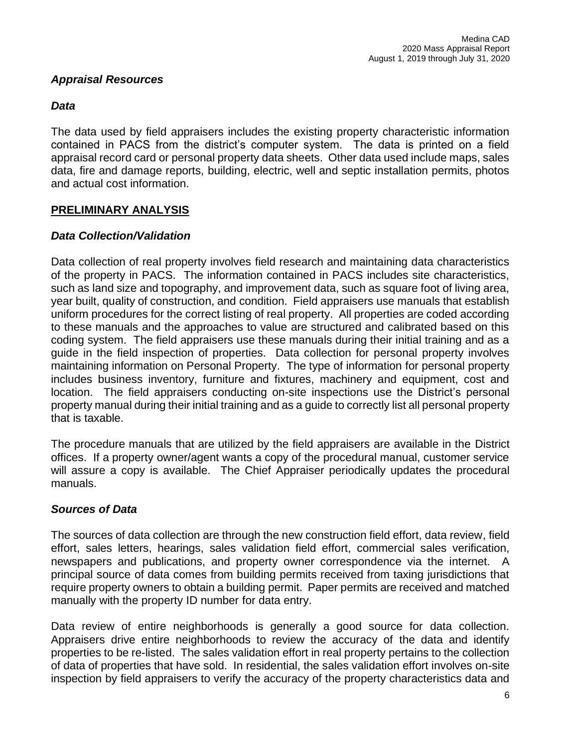### *Appraisal Resources*

### *Data*

The data used by field appraisers includes the existing property characteristic information contained in PACS from the district's computer system. The data is printed on a field appraisal record card or personal property data sheets. Other data used include maps, sales data, fire and damage reports, building, electric, well and septic installation permits, photos and actual cost information.

## **PRELIMINARY ANALYSIS**

### *Data Collection/Validation*

Data collection of real property involves field research and maintaining data characteristics of the property in PACS. The information contained in PACS includes site characteristics, such as land size and topography, and improvement data, such as square foot of living area, year built, quality of construction, and condition. Field appraisers use manuals that establish uniform procedures for the correct listing of real property. All properties are coded according to these manuals and the approaches to value are structured and calibrated based on this coding system. The field appraisers use these manuals during their initial training and as a guide in the field inspection of properties. Data collection for personal property involves maintaining information on Personal Property. The type of information for personal property includes business inventory, furniture and fixtures, machinery and equipment, cost and location. The field appraisers conducting on-site inspections use the District's personal property manual during their initial training and as a guide to correctly list all personal property that is taxable.

The procedure manuals that are utilized by the field appraisers are available in the District offices. If a property owner/agent wants a copy of the procedural manual, customer service will assure a copy is available. The Chief Appraiser periodically updates the procedural manuals.

### *Sources of Data*

The sources of data collection are through the new construction field effort, data review, field effort, sales letters, hearings, sales validation field effort, commercial sales verification, newspapers and publications, and property owner correspondence via the internet. A principal source of data comes from building permits received from taxing jurisdictions that require property owners to obtain a building permit. Paper permits are received and matched manually with the property ID number for data entry.

Data review of entire neighborhoods is generally a good source for data collection. Appraisers drive entire neighborhoods to review the accuracy of the data and identify properties to be re-listed. The sales validation effort in real property pertains to the collection of data of properties that have sold. In residential, the sales validation effort involves on-site inspection by field appraisers to verify the accuracy of the property characteristics data and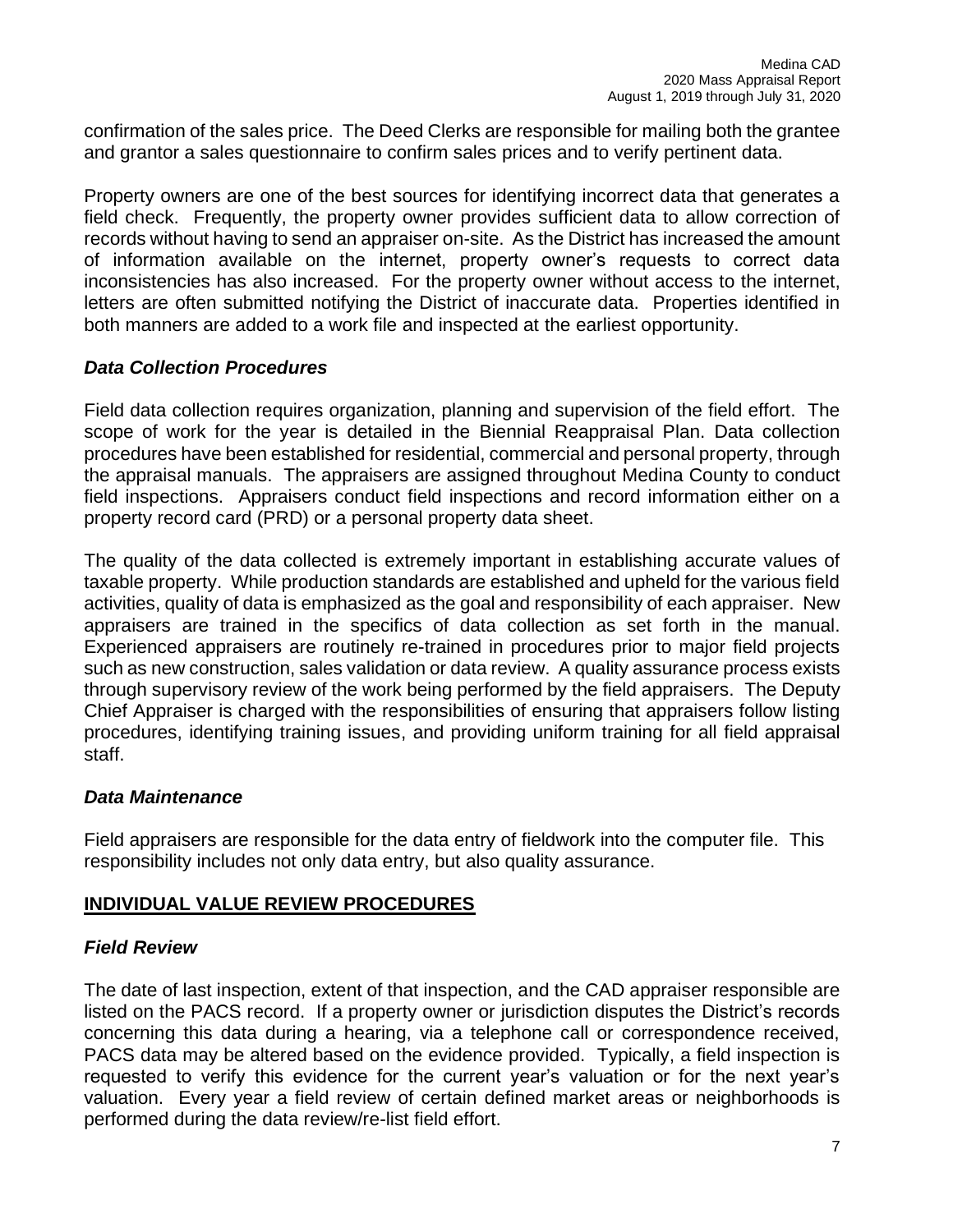confirmation of the sales price. The Deed Clerks are responsible for mailing both the grantee and grantor a sales questionnaire to confirm sales prices and to verify pertinent data.

Property owners are one of the best sources for identifying incorrect data that generates a field check. Frequently, the property owner provides sufficient data to allow correction of records without having to send an appraiser on-site. As the District has increased the amount of information available on the internet, property owner's requests to correct data inconsistencies has also increased. For the property owner without access to the internet, letters are often submitted notifying the District of inaccurate data. Properties identified in both manners are added to a work file and inspected at the earliest opportunity.

### *Data Collection Procedures*

Field data collection requires organization, planning and supervision of the field effort. The scope of work for the year is detailed in the Biennial Reappraisal Plan. Data collection procedures have been established for residential, commercial and personal property, through the appraisal manuals. The appraisers are assigned throughout Medina County to conduct field inspections. Appraisers conduct field inspections and record information either on a property record card (PRD) or a personal property data sheet.

The quality of the data collected is extremely important in establishing accurate values of taxable property. While production standards are established and upheld for the various field activities, quality of data is emphasized as the goal and responsibility of each appraiser. New appraisers are trained in the specifics of data collection as set forth in the manual. Experienced appraisers are routinely re-trained in procedures prior to major field projects such as new construction, sales validation or data review. A quality assurance process exists through supervisory review of the work being performed by the field appraisers. The Deputy Chief Appraiser is charged with the responsibilities of ensuring that appraisers follow listing procedures, identifying training issues, and providing uniform training for all field appraisal staff.

### *Data Maintenance*

Field appraisers are responsible for the data entry of fieldwork into the computer file. This responsibility includes not only data entry, but also quality assurance.

## INDIVIDUAL VALUE REVIEW PROCEDURES

### *Field Review*

The date of last inspection, extent of that inspection, and the CAD appraiser responsible are listed on the PACS record. If a property owner or jurisdiction disputes the District's records concerning this data during a hearing, via a telephone call or correspondence received, PACS data may be altered based on the evidence provided. Typically, a field inspection is requested to verify this evidence for the current year's valuation or for the next year's valuation. Every year a field review of certain defined market areas or neighborhoods is performed during the data review/re-list field effort.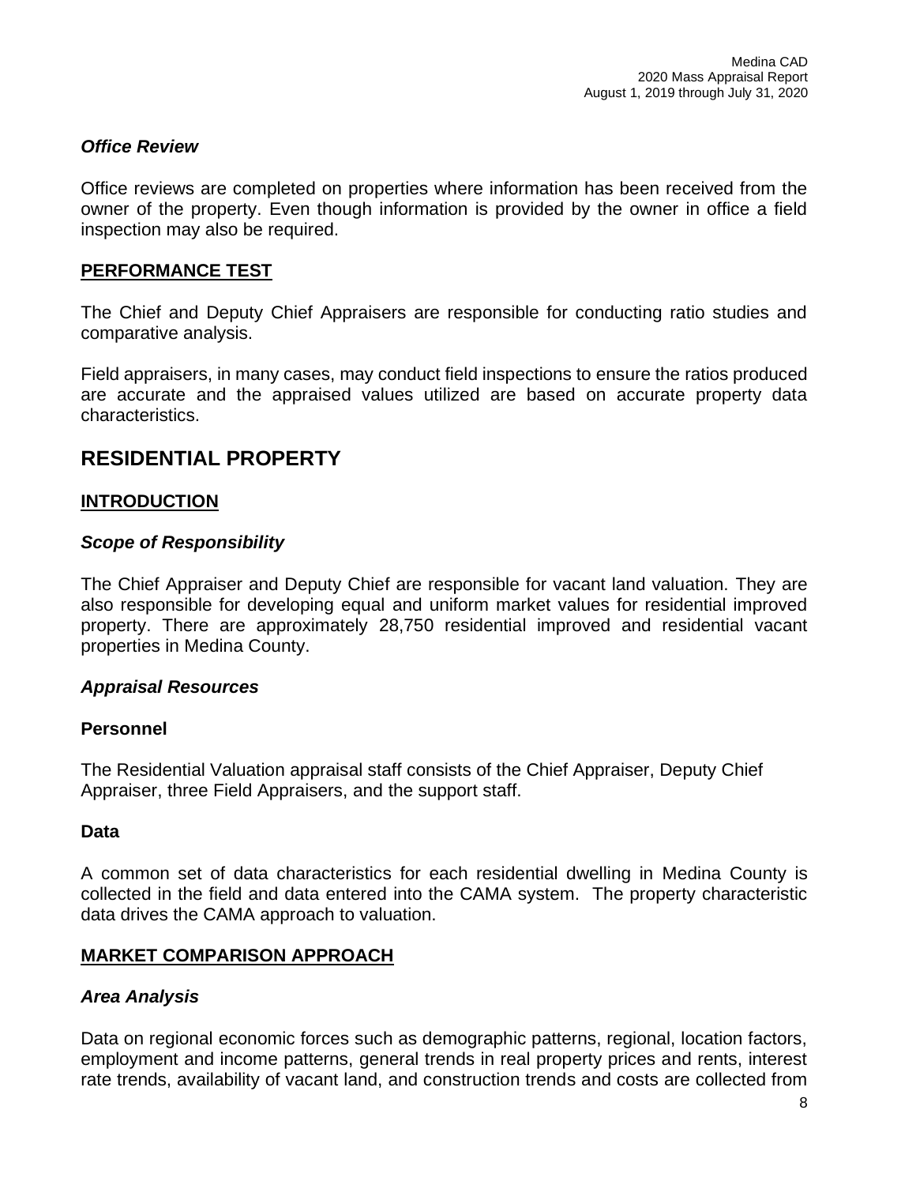### *Office Review*

Office reviews are completed on properties where information has been received from the owner of the property. Even though information is provided by the owner in office a field inspection may also be required.

### PERFORMANCE TEST

The Chief and Deputy Chief Appraisers are responsible for conducting ratio studies and comparative analysis.

Field appraisers, in many cases, may conduct field inspections to ensure the ratios produced are accurate and the appraised values utilized are based on accurate property data characteristics.

## RESIDENTIAL PROPERTY

### INTRODUCTION

### *Scope of Responsibility*

The Chief Appraiser and Deputy Chief are responsible for vacant land valuation. They are also responsible for developing equal and uniform market values for residential improved property. There are approximately 28,750 residential improved and residential vacant properties in Medina County.

### *Appraisal Resources*

**Personnel**

The Residential Valuation appraisal staff consists of the Chief Appraiser, Deputy Chief Appraiser, three Field Appraisers, and the support staff.

**Data**

A common set of data characteristics for each residential dwelling in Medina County is collected in the field and data entered into the CAMA system. The property characteristic data drives the CAMA approach to valuation.

### MARKET COMPARISON APPROACH

### *Area Analysis*

Data on regional economic forces such as demographic patterns, regional, location factors, employment and income patterns, general trends in real property prices and rents, interest rate trends, availability of vacant land, and construction trends and costs are collected from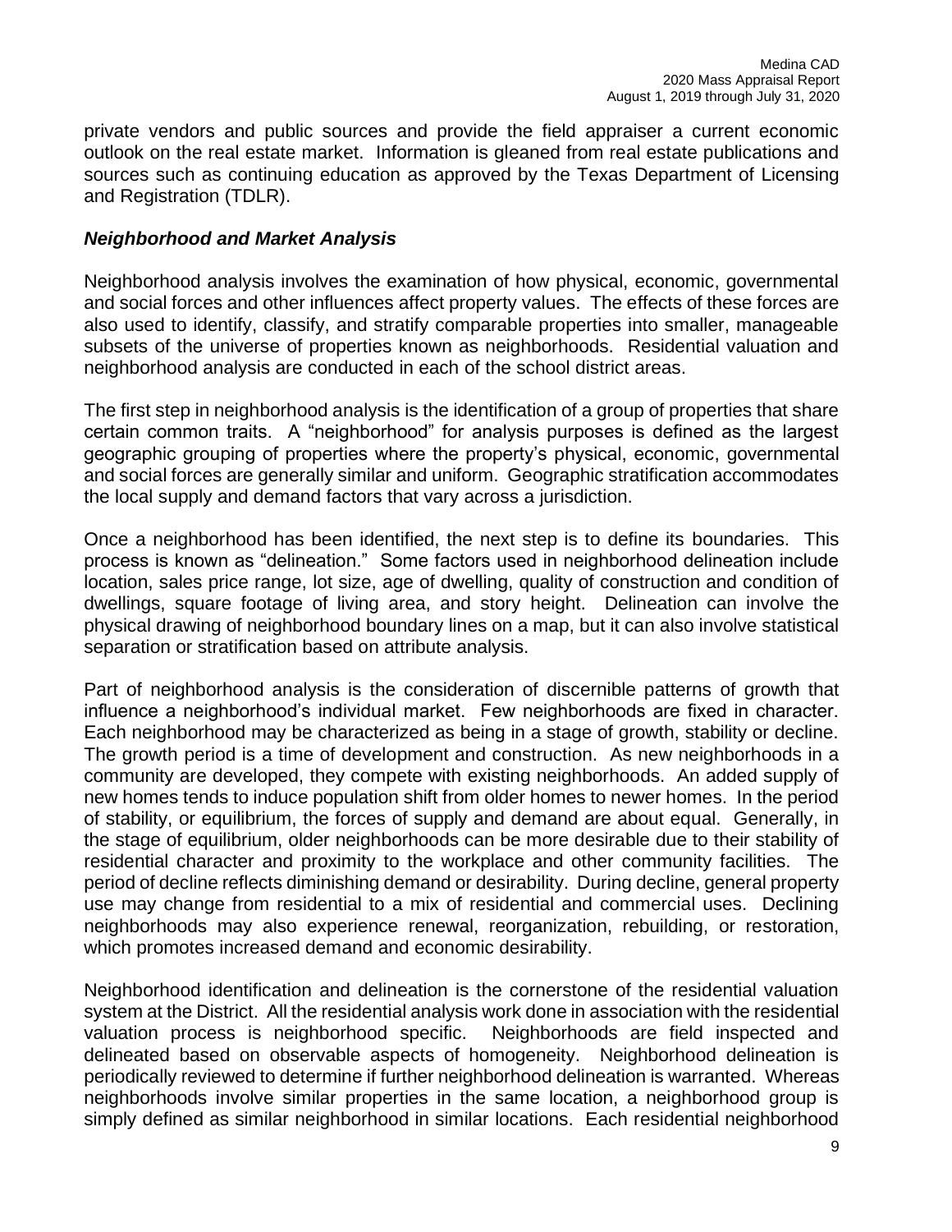private vendors and public sources and provide the field appraiser a current economic outlook on the real estate market. Information is gleaned from real estate publications and sources such as continuing education as approved by the Texas Department of Licensing and Registration (TDLR).

### *Neighborhood and Market Analysis*

Neighborhood analysis involves the examination of how physical, economic, governmental and social forces and other influences affect property values. The effects of these forces are also used to identify, classify, and stratify comparable properties into smaller, manageable subsets of the universe of properties known as neighborhoods. Residential valuation and neighborhood analysis are conducted in each of the school district areas.

The first step in neighborhood analysis is the identification of a group of properties that share certain common traits. A "neighborhood" for analysis purposes is defined as the largest geographic grouping of properties where the property's physical, economic, governmental and social forces are generally similar and uniform. Geographic stratification accommodates the local supply and demand factors that vary across a jurisdiction.

Once a neighborhood has been identified, the next step is to define its boundaries. This process is known as "delineation." Some factors used in neighborhood delineation include location, sales price range, lot size, age of dwelling, quality of construction and condition of dwellings, square footage of living area, and story height. Delineation can involve the physical drawing of neighborhood boundary lines on a map, but it can also involve statistical separation or stratification based on attribute analysis.

Part of neighborhood analysis is the consideration of discernible patterns of growth that influence a neighborhood's individual market. Few neighborhoods are fixed in character. Each neighborhood may be characterized as being in a stage of growth, stability or decline. The growth period is a time of development and construction. As new neighborhoods in a community are developed, they compete with existing neighborhoods. An added supply of new homes tends to induce population shift from older homes to newer homes. In the period of stability, or equilibrium, the forces of supply and demand are about equal. Generally, in the stage of equilibrium, older neighborhoods can be more desirable due to their stability of residential character and proximity to the workplace and other community facilities. The period of decline reflects diminishing demand or desirability. During decline, general property use may change from residential to a mix of residential and commercial uses. Declining neighborhoods may also experience renewal, reorganization, rebuilding, or restoration, which promotes increased demand and economic desirability.

Neighborhood identification and delineation is the cornerstone of the residential valuation system at the District. All the residential analysis work done in association with the residential valuation process is neighborhood specific. Neighborhoods are field inspected and delineated based on observable aspects of homogeneity. Neighborhood delineation is periodically reviewed to determine if further neighborhood delineation is warranted. Whereas neighborhoods involve similar properties in the same location, a neighborhood group is simply defined as similar neighborhood in similar locations. Each residential neighborhood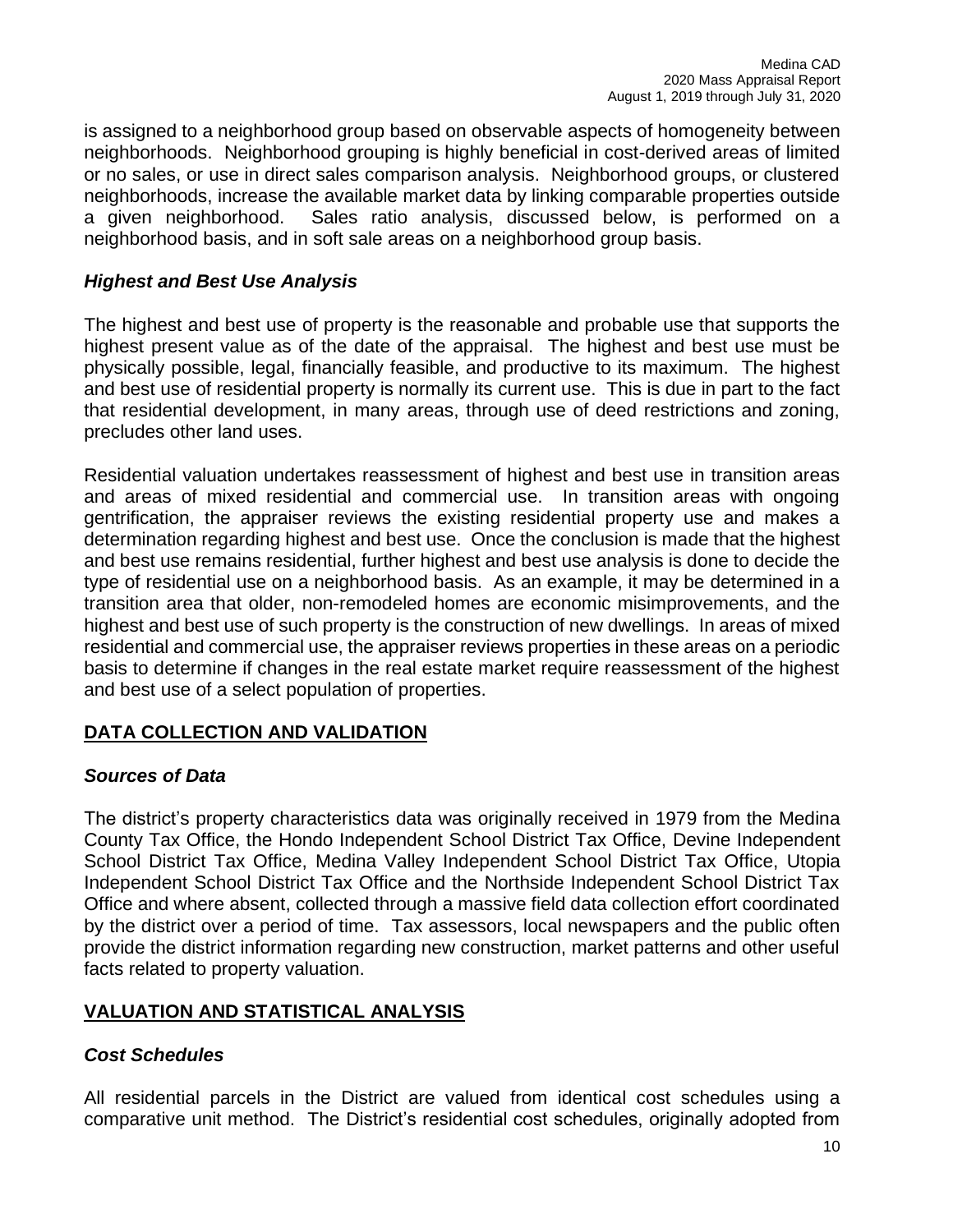is assigned to a neighborhood group based on observable aspects of homogeneity between neighborhoods. Neighborhood grouping is highly beneficial in cost-derived areas of limited or no sales, or use in direct sales comparison analysis. Neighborhood groups, or clustered neighborhoods, increase the available market data by linking comparable properties outside a given neighborhood. Sales ratio analysis, discussed below, is performed on a neighborhood basis, and in soft sale areas on a neighborhood group basis.

### *Highest and Best Use Analysis*

The highest and best use of property is the reasonable and probable use that supports the highest present value as of the date of the appraisal. The highest and best use must be physically possible, legal, financially feasible, and productive to its maximum. The highest and best use of residential property is normally its current use. This is due in part to the fact that residential development, in many areas, through use of deed restrictions and zoning, precludes other land uses.

Residential valuation undertakes reassessment of highest and best use in transition areas and areas of mixed residential and commercial use. In transition areas with ongoing gentrification, the appraiser reviews the existing residential property use and makes a determination regarding highest and best use. Once the conclusion is made that the highest and best use remains residential, further highest and best use analysis is done to decide the type of residential use on a neighborhood basis. As an example, it may be determined in a transition area that older, non-remodeled homes are economic misimprovements, and the highest and best use of such property is the construction of new dwellings. In areas of mixed residential and commercial use, the appraiser reviews properties in these areas on a periodic basis to determine if changes in the real estate market require reassessment of the highest and best use of a select population of properties.

## DATA COLLECTION AND VALIDATION

### *Sources of Data*

The district's property characteristics data was originally received in 1979 from the Medina County Tax Office, the Hondo Independent School District Tax Office, Devine Independent School District Tax Office, Medina Valley Independent School District Tax Office, Utopia Independent School District Tax Office and the Northside Independent School District Tax Office and where absent, collected through a massive field data collection effort coordinated by the district over a period of time. Tax assessors, local newspapers and the public often provide the district information regarding new construction, market patterns and other useful facts related to property valuation.

## VALUATION AND STATISTICAL ANALYSIS

### *Cost Schedules*

All residential parcels in the District are valued from identical cost schedules using a comparative unit method. The District's residential cost schedules, originally adopted from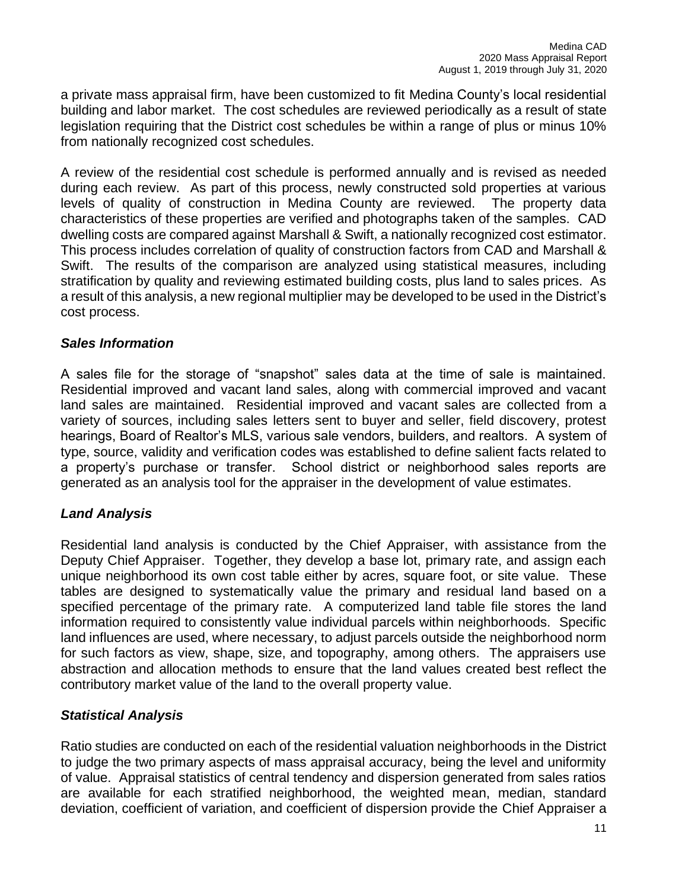a private mass appraisal firm, have been customized to fit Medina County's local residential building and labor market. The cost schedules are reviewed periodically as a result of state legislation requiring that the District cost schedules be within a range of plus or minus 10% from nationally recognized cost schedules.

A review of the residential cost schedule is performed annually and is revised as needed during each review. As part of this process, newly constructed sold properties at various levels of quality of construction in Medina County are reviewed. The property data characteristics of these properties are verified and photographs taken of the samples. CAD dwelling costs are compared against Marshall & Swift, a nationally recognized cost estimator. This process includes correlation of quality of construction factors from CAD and Marshall & Swift. The results of the comparison are analyzed using statistical measures, including stratification by quality and reviewing estimated building costs, plus land to sales prices. As a result of this analysis, a new regional multiplier may be developed to be used in the District's cost process.

### *Sales Information*

A sales file for the storage of "snapshot" sales data at the time of sale is maintained. Residential improved and vacant land sales, along with commercial improved and vacant land sales are maintained. Residential improved and vacant sales are collected from a variety of sources, including sales letters sent to buyer and seller, field discovery, protest hearings, Board of Realtor's MLS, various sale vendors, builders, and realtors. A system of type, source, validity and verification codes was established to define salient facts related to a property's purchase or transfer. School district or neighborhood sales reports are generated as an analysis tool for the appraiser in the development of value estimates.

### *Land Analysis*

Residential land analysis is conducted by the Chief Appraiser, with assistance from the Deputy Chief Appraiser. Together, they develop a base lot, primary rate, and assign each unique neighborhood its own cost table either by acres, square foot, or site value. These tables are designed to systematically value the primary and residual land based on a specified percentage of the primary rate. A computerized land table file stores the land information required to consistently value individual parcels within neighborhoods. Specific land influences are used, where necessary, to adjust parcels outside the neighborhood norm for such factors as view, shape, size, and topography, among others. The appraisers use abstraction and allocation methods to ensure that the land values created best reflect the contributory market value of the land to the overall property value.

### *Statistical Analysis*

Ratio studies are conducted on each of the residential valuation neighborhoods in the District to judge the two primary aspects of mass appraisal accuracy, being the level and uniformity of value. Appraisal statistics of central tendency and dispersion generated from sales ratios are available for each stratified neighborhood, the weighted mean, median, standard deviation, coefficient of variation, and coefficient of dispersion provide the Chief Appraiser a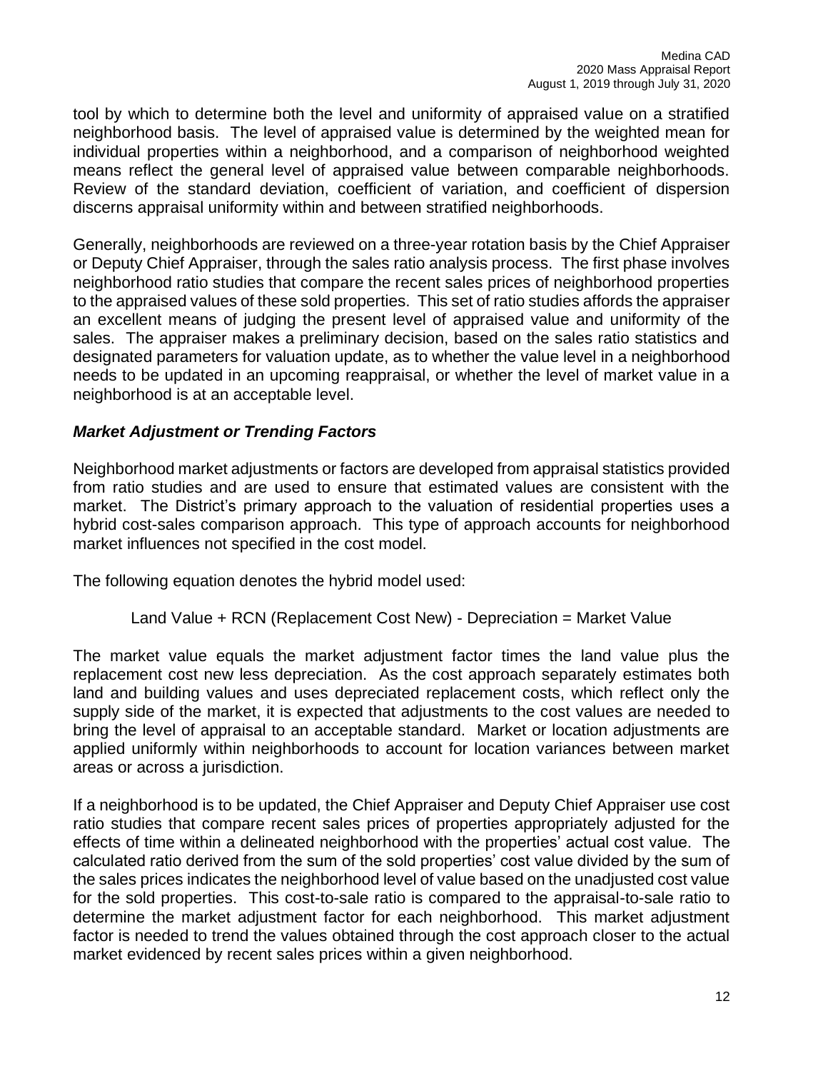tool by which to determine both the level and uniformity of appraised value on a stratified neighborhood basis. The level of appraised value is determined by the weighted mean for individual properties within a neighborhood, and a comparison of neighborhood weighted means reflect the general level of appraised value between comparable neighborhoods. Review of the standard deviation, coefficient of variation, and coefficient of dispersion discerns appraisal uniformity within and between stratified neighborhoods.

Generally, neighborhoods are reviewed on a three-year rotation basis by the Chief Appraiser or Deputy Chief Appraiser, through the sales ratio analysis process. The first phase involves neighborhood ratio studies that compare the recent sales prices of neighborhood properties to the appraised values of these sold properties. This set of ratio studies affords the appraiser an excellent means of judging the present level of appraised value and uniformity of the sales. The appraiser makes a preliminary decision, based on the sales ratio statistics and designated parameters for valuation update, as to whether the value level in a neighborhood needs to be updated in an upcoming reappraisal, or whether the level of market value in a neighborhood is at an acceptable level.

### ***Market Adjustment or Trending Factors***

Neighborhood market adjustments or factors are developed from appraisal statistics provided from ratio studies and are used to ensure that estimated values are consistent with the market. The District's primary approach to the valuation of residential properties uses a hybrid cost-sales comparison approach. This type of approach accounts for neighborhood market influences not specified in the cost model.

The following equation denotes the hybrid model used:

Land Value + RCN (Replacement Cost New) - Depreciation = Market Value

The market value equals the market adjustment factor times the land value plus the replacement cost new less depreciation. As the cost approach separately estimates both land and building values and uses depreciated replacement costs, which reflect only the supply side of the market, it is expected that adjustments to the cost values are needed to bring the level of appraisal to an acceptable standard. Market or location adjustments are applied uniformly within neighborhoods to account for location variances between market areas or across a jurisdiction.

If a neighborhood is to be updated, the Chief Appraiser and Deputy Chief Appraiser use cost ratio studies that compare recent sales prices of properties appropriately adjusted for the effects of time within a delineated neighborhood with the properties' actual cost value. The calculated ratio derived from the sum of the sold properties' cost value divided by the sum of the sales prices indicates the neighborhood level of value based on the unadjusted cost value for the sold properties. This cost-to-sale ratio is compared to the appraisal-to-sale ratio to determine the market adjustment factor for each neighborhood. This market adjustment factor is needed to trend the values obtained through the cost approach closer to the actual market evidenced by recent sales prices within a given neighborhood.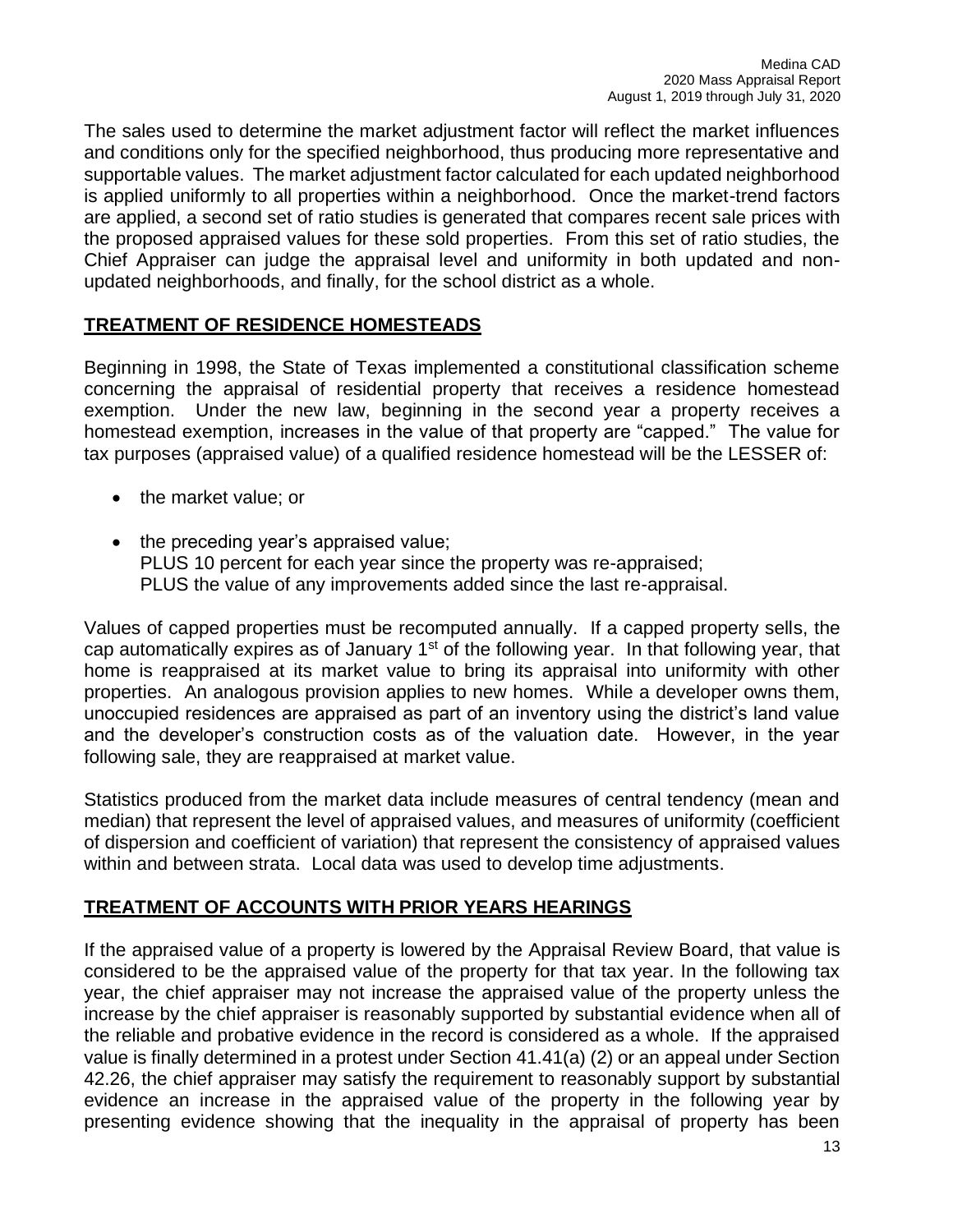The sales used to determine the market adjustment factor will reflect the market influences and conditions only for the specified neighborhood, thus producing more representative and supportable values. The market adjustment factor calculated for each updated neighborhood is applied uniformly to all properties within a neighborhood. Once the market-trend factors are applied, a second set of ratio studies is generated that compares recent sale prices with the proposed appraised values for these sold properties. From this set of ratio studies, the Chief Appraiser can judge the appraisal level and uniformity in both updated and non-updated neighborhoods, and finally, for the school district as a whole.

## TREATMENT OF RESIDENCE HOMESTEADS

Beginning in 1998, the State of Texas implemented a constitutional classification scheme concerning the appraisal of residential property that receives a residence homestead exemption. Under the new law, beginning in the second year a property receives a homestead exemption, increases in the value of that property are "capped." The value for tax purposes (appraised value) of a qualified residence homestead will be the LESSER of:

- the market value; or
- the preceding year's appraised value;  
  PLUS 10 percent for each year since the property was re-appraised;  
  PLUS the value of any improvements added since the last re-appraisal.

Values of capped properties must be recomputed annually. If a capped property sells, the cap automatically expires as of January 1st of the following year. In that following year, that home is reappraised at its market value to bring its appraisal into uniformity with other properties. An analogous provision applies to new homes. While a developer owns them, unoccupied residences are appraised as part of an inventory using the district's land value and the developer's construction costs as of the valuation date. However, in the year following sale, they are reappraised at market value.

Statistics produced from the market data include measures of central tendency (mean and median) that represent the level of appraised values, and measures of uniformity (coefficient of dispersion and coefficient of variation) that represent the consistency of appraised values within and between strata. Local data was used to develop time adjustments.

## TREATMENT OF ACCOUNTS WITH PRIOR YEARS HEARINGS

If the appraised value of a property is lowered by the Appraisal Review Board, that value is considered to be the appraised value of the property for that tax year. In the following tax year, the chief appraiser may not increase the appraised value of the property unless the increase by the chief appraiser is reasonably supported by substantial evidence when all of the reliable and probative evidence in the record is considered as a whole. If the appraised value is finally determined in a protest under Section 41.41(a) (2) or an appeal under Section 42.26, the chief appraiser may satisfy the requirement to reasonably support by substantial evidence an increase in the appraised value of the property in the following year by presenting evidence showing that the inequality in the appraisal of property has been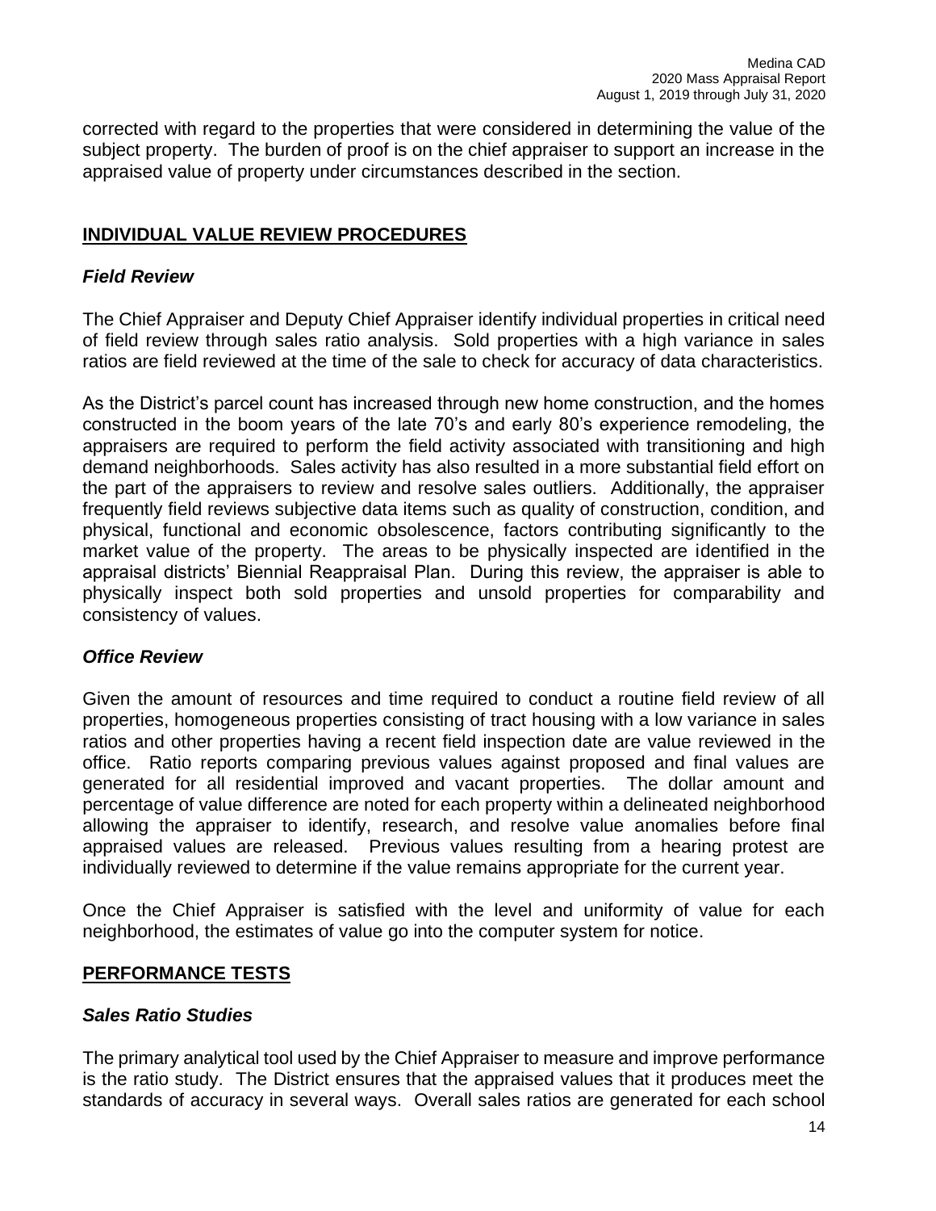corrected with regard to the properties that were considered in determining the value of the subject property. The burden of proof is on the chief appraiser to support an increase in the appraised value of property under circumstances described in the section.

## INDIVIDUAL VALUE REVIEW PROCEDURES

### *Field Review*

The Chief Appraiser and Deputy Chief Appraiser identify individual properties in critical need of field review through sales ratio analysis. Sold properties with a high variance in sales ratios are field reviewed at the time of the sale to check for accuracy of data characteristics.

As the District's parcel count has increased through new home construction, and the homes constructed in the boom years of the late 70's and early 80's experience remodeling, the appraisers are required to perform the field activity associated with transitioning and high demand neighborhoods. Sales activity has also resulted in a more substantial field effort on the part of the appraisers to review and resolve sales outliers. Additionally, the appraiser frequently field reviews subjective data items such as quality of construction, condition, and physical, functional and economic obsolescence, factors contributing significantly to the market value of the property. The areas to be physically inspected are identified in the appraisal districts' Biennial Reappraisal Plan. During this review, the appraiser is able to physically inspect both sold properties and unsold properties for comparability and consistency of values.

### *Office Review*

Given the amount of resources and time required to conduct a routine field review of all properties, homogeneous properties consisting of tract housing with a low variance in sales ratios and other properties having a recent field inspection date are value reviewed in the office. Ratio reports comparing previous values against proposed and final values are generated for all residential improved and vacant properties. The dollar amount and percentage of value difference are noted for each property within a delineated neighborhood allowing the appraiser to identify, research, and resolve value anomalies before final appraised values are released. Previous values resulting from a hearing protest are individually reviewed to determine if the value remains appropriate for the current year.

Once the Chief Appraiser is satisfied with the level and uniformity of value for each neighborhood, the estimates of value go into the computer system for notice.

## PERFORMANCE TESTS

### *Sales Ratio Studies*

The primary analytical tool used by the Chief Appraiser to measure and improve performance is the ratio study. The District ensures that the appraised values that it produces meet the standards of accuracy in several ways. Overall sales ratios are generated for each school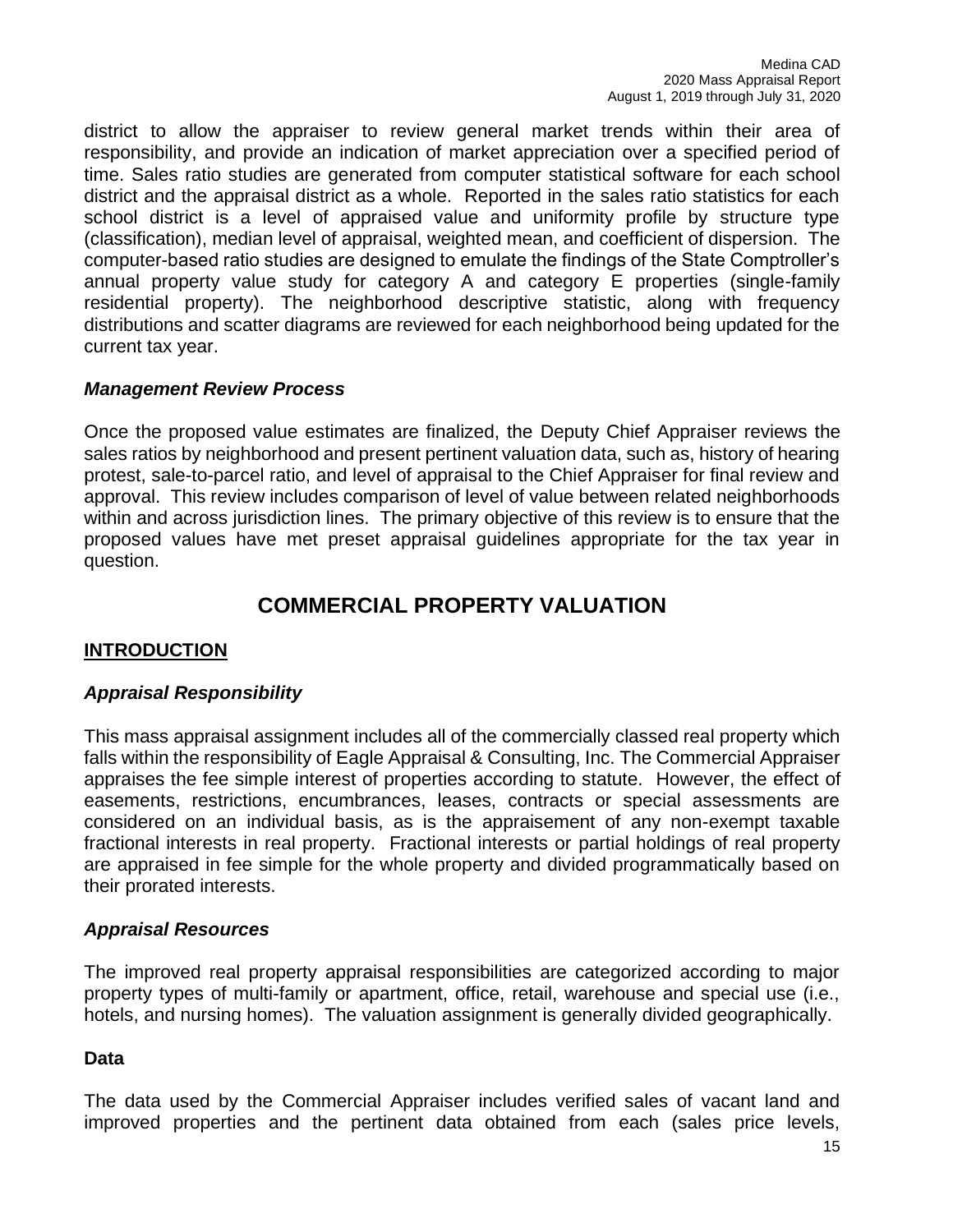district to allow the appraiser to review general market trends within their area of responsibility, and provide an indication of market appreciation over a specified period of time. Sales ratio studies are generated from computer statistical software for each school district and the appraisal district as a whole. Reported in the sales ratio statistics for each school district is a level of appraised value and uniformity profile by structure type (classification), median level of appraisal, weighted mean, and coefficient of dispersion. The computer-based ratio studies are designed to emulate the findings of the State Comptroller's annual property value study for category A and category E properties (single-family residential property). The neighborhood descriptive statistic, along with frequency distributions and scatter diagrams are reviewed for each neighborhood being updated for the current tax year.

### *Management Review Process*

Once the proposed value estimates are finalized, the Deputy Chief Appraiser reviews the sales ratios by neighborhood and present pertinent valuation data, such as, history of hearing protest, sale-to-parcel ratio, and level of appraisal to the Chief Appraiser for final review and approval. This review includes comparison of level of value between related neighborhoods within and across jurisdiction lines. The primary objective of this review is to ensure that the proposed values have met preset appraisal guidelines appropriate for the tax year in question.

# COMMERCIAL PROPERTY VALUATION

## INTRODUCTION

### *Appraisal Responsibility*

This mass appraisal assignment includes all of the commercially classed real property which falls within the responsibility of Eagle Appraisal & Consulting, Inc. The Commercial Appraiser appraises the fee simple interest of properties according to statute. However, the effect of easements, restrictions, encumbrances, leases, contracts or special assessments are considered on an individual basis, as is the appraisement of any non-exempt taxable fractional interests in real property. Fractional interests or partial holdings of real property are appraised in fee simple for the whole property and divided programmatically based on their prorated interests.

### *Appraisal Resources*

The improved real property appraisal responsibilities are categorized according to major property types of multi-family or apartment, office, retail, warehouse and special use (i.e., hotels, and nursing homes). The valuation assignment is generally divided geographically.

### Data

The data used by the Commercial Appraiser includes verified sales of vacant land and improved properties and the pertinent data obtained from each (sales price levels,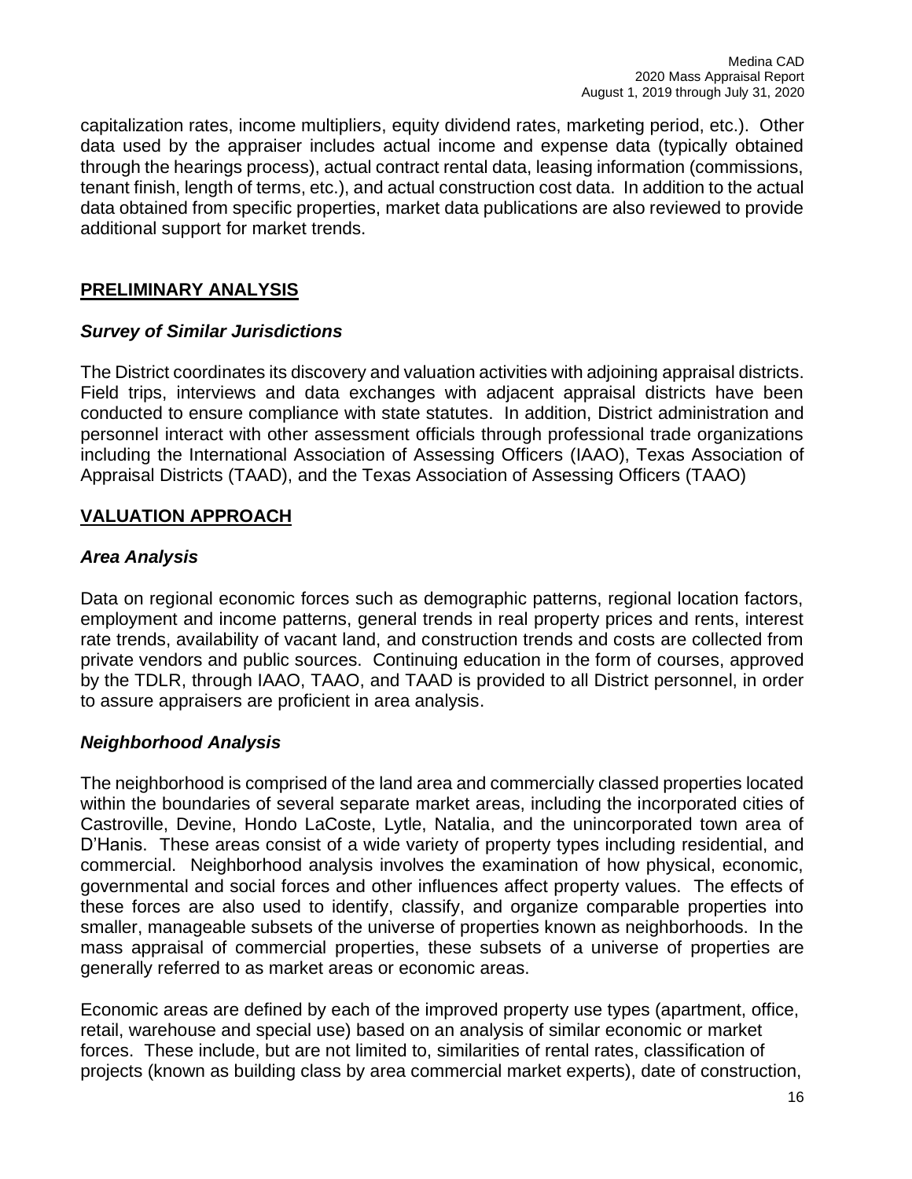capitalization rates, income multipliers, equity dividend rates, marketing period, etc.). Other data used by the appraiser includes actual income and expense data (typically obtained through the hearings process), actual contract rental data, leasing information (commissions, tenant finish, length of terms, etc.), and actual construction cost data. In addition to the actual data obtained from specific properties, market data publications are also reviewed to provide additional support for market trends.

## PRELIMINARY ANALYSIS

### *Survey of Similar Jurisdictions*

The District coordinates its discovery and valuation activities with adjoining appraisal districts. Field trips, interviews and data exchanges with adjacent appraisal districts have been conducted to ensure compliance with state statutes. In addition, District administration and personnel interact with other assessment officials through professional trade organizations including the International Association of Assessing Officers (IAAO), Texas Association of Appraisal Districts (TAAD), and the Texas Association of Assessing Officers (TAAO)

## VALUATION APPROACH

### *Area Analysis*

Data on regional economic forces such as demographic patterns, regional location factors, employment and income patterns, general trends in real property prices and rents, interest rate trends, availability of vacant land, and construction trends and costs are collected from private vendors and public sources. Continuing education in the form of courses, approved by the TDLR, through IAAO, TAAO, and TAAD is provided to all District personnel, in order to assure appraisers are proficient in area analysis.

### *Neighborhood Analysis*

The neighborhood is comprised of the land area and commercially classed properties located within the boundaries of several separate market areas, including the incorporated cities of Castroville, Devine, Hondo LaCoste, Lytle, Natalia, and the unincorporated town area of D'Hanis. These areas consist of a wide variety of property types including residential, and commercial. Neighborhood analysis involves the examination of how physical, economic, governmental and social forces and other influences affect property values. The effects of these forces are also used to identify, classify, and organize comparable properties into smaller, manageable subsets of the universe of properties known as neighborhoods. In the mass appraisal of commercial properties, these subsets of a universe of properties are generally referred to as market areas or economic areas.

Economic areas are defined by each of the improved property use types (apartment, office, retail, warehouse and special use) based on an analysis of similar economic or market forces. These include, but are not limited to, similarities of rental rates, classification of projects (known as building class by area commercial market experts), date of construction,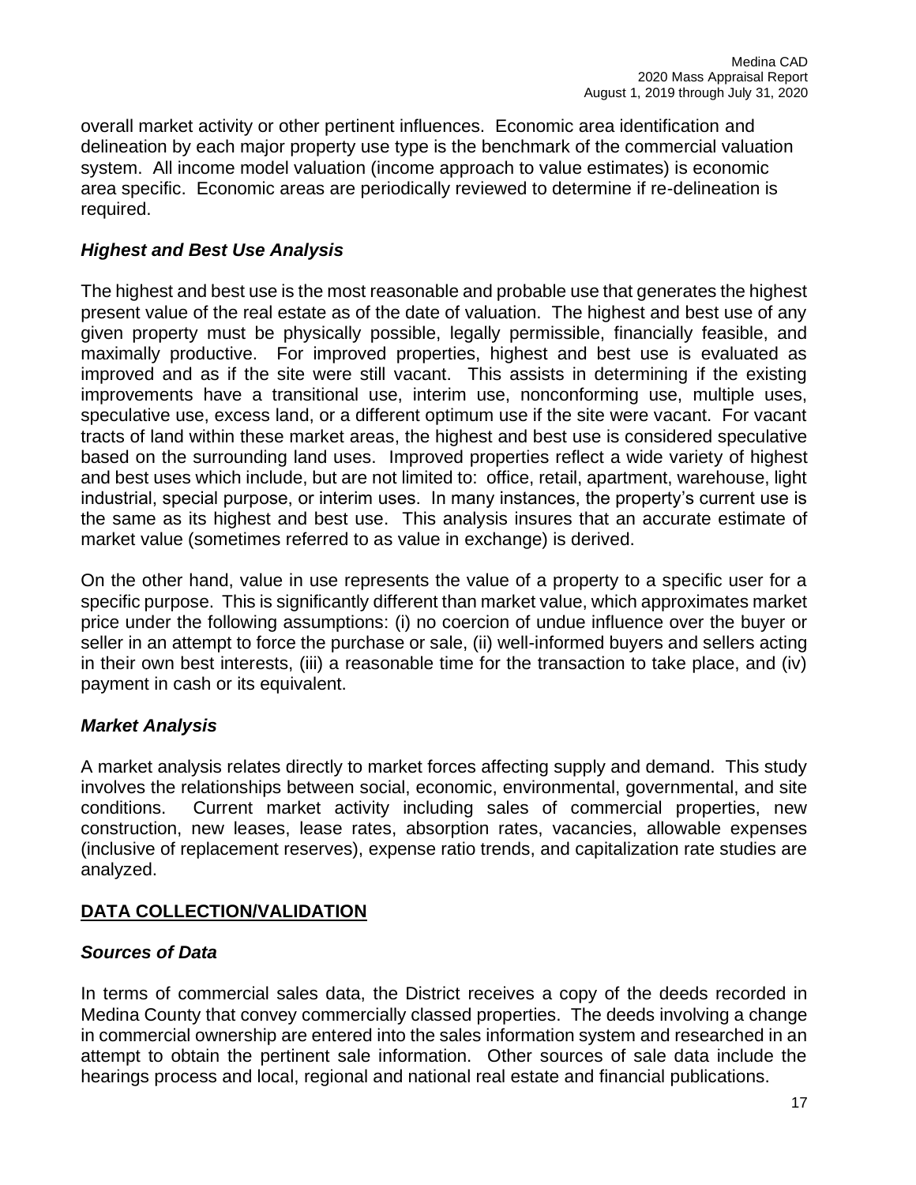overall market activity or other pertinent influences. Economic area identification and delineation by each major property use type is the benchmark of the commercial valuation system. All income model valuation (income approach to value estimates) is economic area specific. Economic areas are periodically reviewed to determine if re-delineation is required.

### *Highest and Best Use Analysis*

The highest and best use is the most reasonable and probable use that generates the highest present value of the real estate as of the date of valuation. The highest and best use of any given property must be physically possible, legally permissible, financially feasible, and maximally productive. For improved properties, highest and best use is evaluated as improved and as if the site were still vacant. This assists in determining if the existing improvements have a transitional use, interim use, nonconforming use, multiple uses, speculative use, excess land, or a different optimum use if the site were vacant. For vacant tracts of land within these market areas, the highest and best use is considered speculative based on the surrounding land uses. Improved properties reflect a wide variety of highest and best uses which include, but are not limited to: office, retail, apartment, warehouse, light industrial, special purpose, or interim uses. In many instances, the property's current use is the same as its highest and best use. This analysis insures that an accurate estimate of market value (sometimes referred to as value in exchange) is derived.

On the other hand, value in use represents the value of a property to a specific user for a specific purpose. This is significantly different than market value, which approximates market price under the following assumptions: (i) no coercion of undue influence over the buyer or seller in an attempt to force the purchase or sale, (ii) well-informed buyers and sellers acting in their own best interests, (iii) a reasonable time for the transaction to take place, and (iv) payment in cash or its equivalent.

### *Market Analysis*

A market analysis relates directly to market forces affecting supply and demand. This study involves the relationships between social, economic, environmental, governmental, and site conditions. Current market activity including sales of commercial properties, new construction, new leases, lease rates, absorption rates, vacancies, allowable expenses (inclusive of replacement reserves), expense ratio trends, and capitalization rate studies are analyzed.

## DATA COLLECTION/VALIDATION

### *Sources of Data*

In terms of commercial sales data, the District receives a copy of the deeds recorded in Medina County that convey commercially classed properties. The deeds involving a change in commercial ownership are entered into the sales information system and researched in an attempt to obtain the pertinent sale information. Other sources of sale data include the hearings process and local, regional and national real estate and financial publications.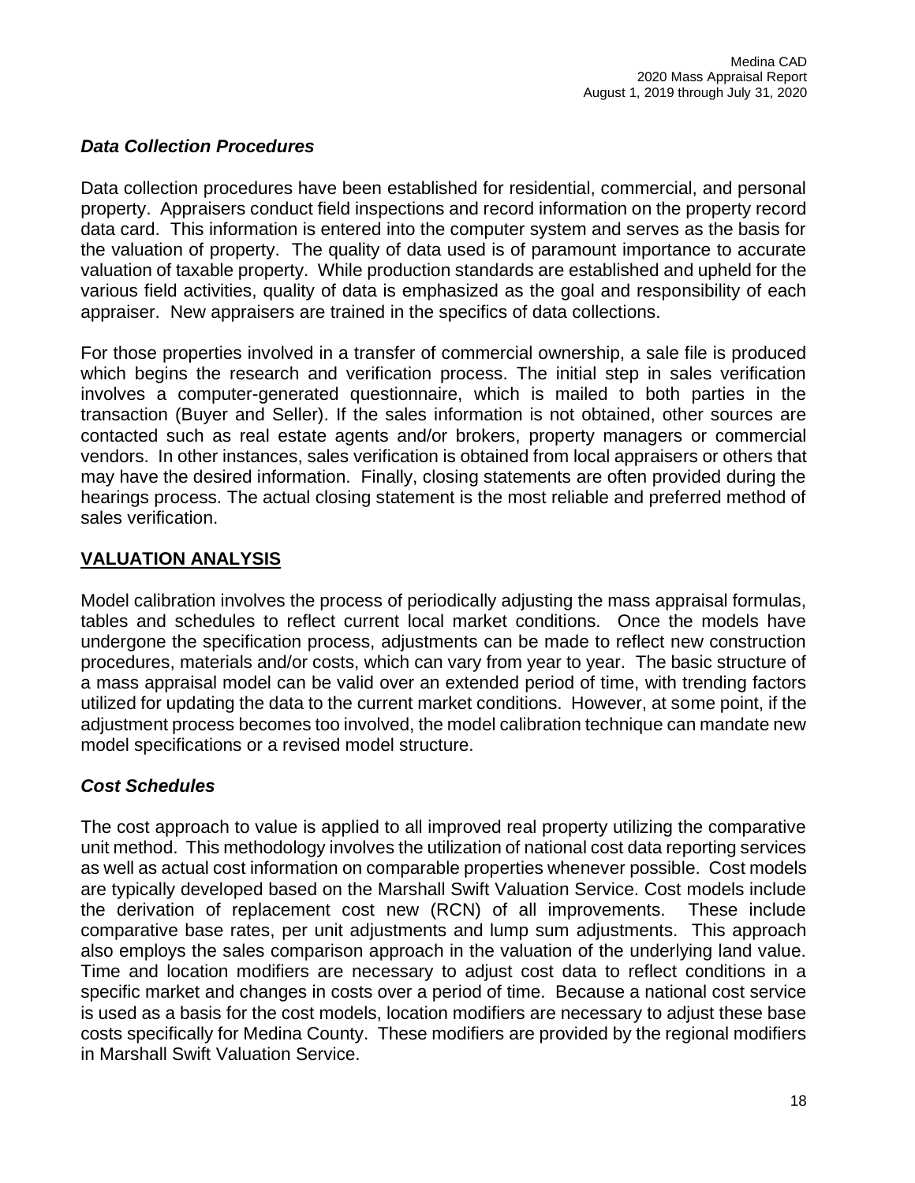### *Data Collection Procedures*

Data collection procedures have been established for residential, commercial, and personal property. Appraisers conduct field inspections and record information on the property record data card. This information is entered into the computer system and serves as the basis for the valuation of property. The quality of data used is of paramount importance to accurate valuation of taxable property. While production standards are established and upheld for the various field activities, quality of data is emphasized as the goal and responsibility of each appraiser. New appraisers are trained in the specifics of data collections.

For those properties involved in a transfer of commercial ownership, a sale file is produced which begins the research and verification process. The initial step in sales verification involves a computer-generated questionnaire, which is mailed to both parties in the transaction (Buyer and Seller). If the sales information is not obtained, other sources are contacted such as real estate agents and/or brokers, property managers or commercial vendors. In other instances, sales verification is obtained from local appraisers or others that may have the desired information. Finally, closing statements are often provided during the hearings process. The actual closing statement is the most reliable and preferred method of sales verification.

## VALUATION ANALYSIS

Model calibration involves the process of periodically adjusting the mass appraisal formulas, tables and schedules to reflect current local market conditions. Once the models have undergone the specification process, adjustments can be made to reflect new construction procedures, materials and/or costs, which can vary from year to year. The basic structure of a mass appraisal model can be valid over an extended period of time, with trending factors utilized for updating the data to the current market conditions. However, at some point, if the adjustment process becomes too involved, the model calibration technique can mandate new model specifications or a revised model structure.

### *Cost Schedules*

The cost approach to value is applied to all improved real property utilizing the comparative unit method. This methodology involves the utilization of national cost data reporting services as well as actual cost information on comparable properties whenever possible. Cost models are typically developed based on the Marshall Swift Valuation Service. Cost models include the derivation of replacement cost new (RCN) of all improvements. These include comparative base rates, per unit adjustments and lump sum adjustments. This approach also employs the sales comparison approach in the valuation of the underlying land value. Time and location modifiers are necessary to adjust cost data to reflect conditions in a specific market and changes in costs over a period of time. Because a national cost service is used as a basis for the cost models, location modifiers are necessary to adjust these base costs specifically for Medina County. These modifiers are provided by the regional modifiers in Marshall Swift Valuation Service.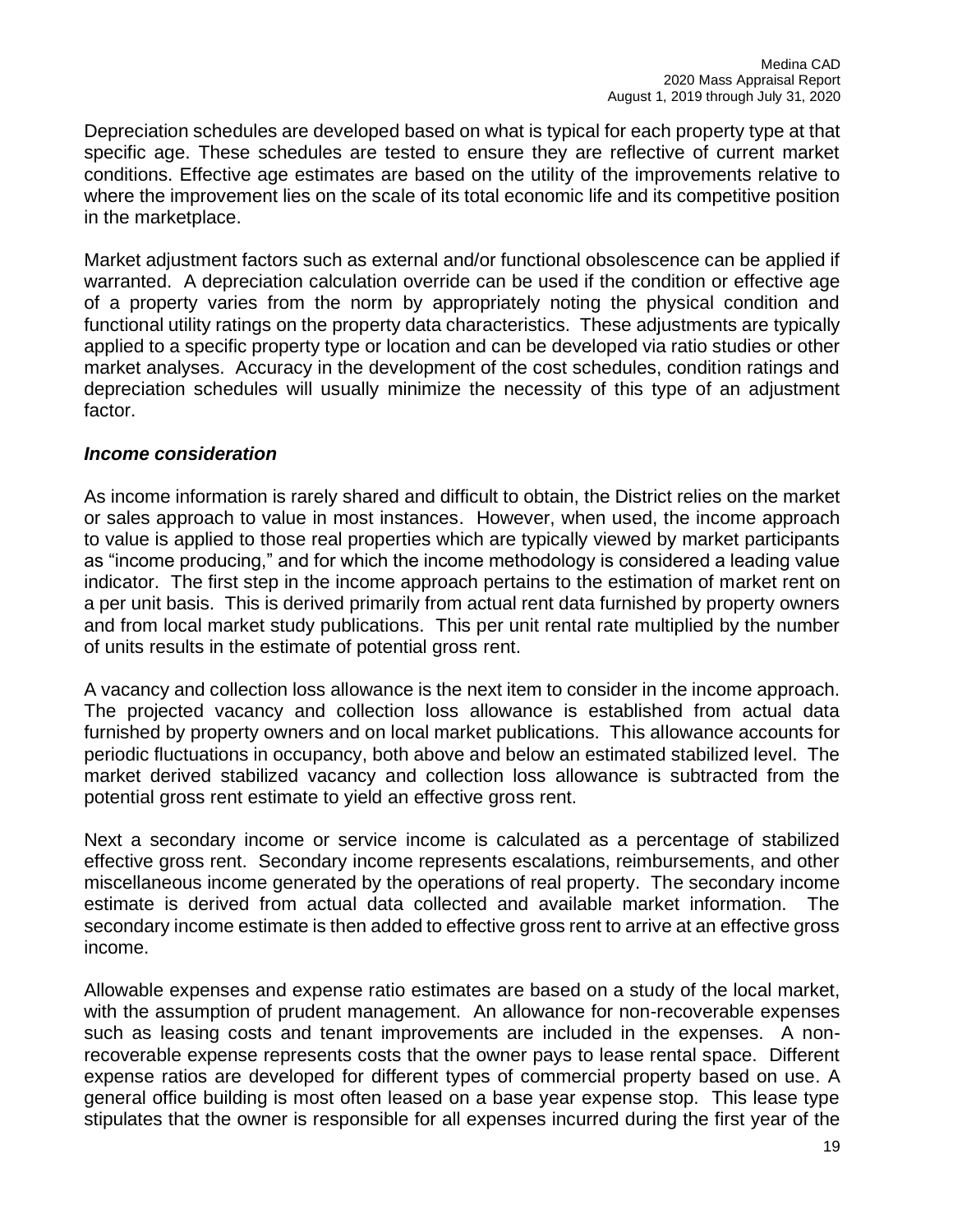Depreciation schedules are developed based on what is typical for each property type at that specific age. These schedules are tested to ensure they are reflective of current market conditions. Effective age estimates are based on the utility of the improvements relative to where the improvement lies on the scale of its total economic life and its competitive position in the marketplace.

Market adjustment factors such as external and/or functional obsolescence can be applied if warranted. A depreciation calculation override can be used if the condition or effective age of a property varies from the norm by appropriately noting the physical condition and functional utility ratings on the property data characteristics. These adjustments are typically applied to a specific property type or location and can be developed via ratio studies or other market analyses. Accuracy in the development of the cost schedules, condition ratings and depreciation schedules will usually minimize the necessity of this type of an adjustment factor.

### *Income consideration*

As income information is rarely shared and difficult to obtain, the District relies on the market or sales approach to value in most instances. However, when used, the income approach to value is applied to those real properties which are typically viewed by market participants as "income producing," and for which the income methodology is considered a leading value indicator. The first step in the income approach pertains to the estimation of market rent on a per unit basis. This is derived primarily from actual rent data furnished by property owners and from local market study publications. This per unit rental rate multiplied by the number of units results in the estimate of potential gross rent.

A vacancy and collection loss allowance is the next item to consider in the income approach. The projected vacancy and collection loss allowance is established from actual data furnished by property owners and on local market publications. This allowance accounts for periodic fluctuations in occupancy, both above and below an estimated stabilized level. The market derived stabilized vacancy and collection loss allowance is subtracted from the potential gross rent estimate to yield an effective gross rent.

Next a secondary income or service income is calculated as a percentage of stabilized effective gross rent. Secondary income represents escalations, reimbursements, and other miscellaneous income generated by the operations of real property. The secondary income estimate is derived from actual data collected and available market information. The secondary income estimate is then added to effective gross rent to arrive at an effective gross income.

Allowable expenses and expense ratio estimates are based on a study of the local market, with the assumption of prudent management. An allowance for non-recoverable expenses such as leasing costs and tenant improvements are included in the expenses. A non-recoverable expense represents costs that the owner pays to lease rental space. Different expense ratios are developed for different types of commercial property based on use. A general office building is most often leased on a base year expense stop. This lease type stipulates that the owner is responsible for all expenses incurred during the first year of the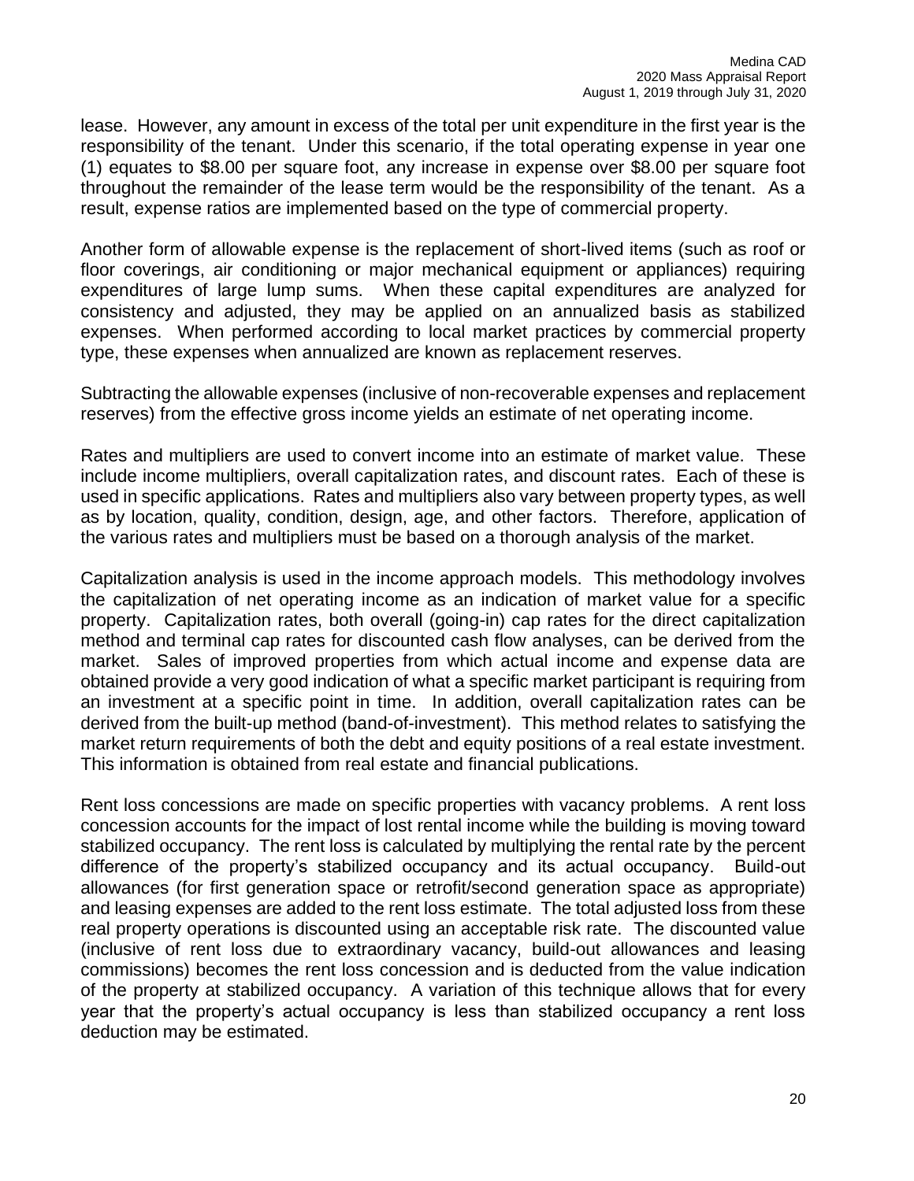lease. However, any amount in excess of the total per unit expenditure in the first year is the responsibility of the tenant. Under this scenario, if the total operating expense in year one (1) equates to $8.00 per square foot, any increase in expense over $8.00 per square foot throughout the remainder of the lease term would be the responsibility of the tenant. As a result, expense ratios are implemented based on the type of commercial property.

Another form of allowable expense is the replacement of short-lived items (such as roof or floor coverings, air conditioning or major mechanical equipment or appliances) requiring expenditures of large lump sums. When these capital expenditures are analyzed for consistency and adjusted, they may be applied on an annualized basis as stabilized expenses. When performed according to local market practices by commercial property type, these expenses when annualized are known as replacement reserves.

Subtracting the allowable expenses (inclusive of non-recoverable expenses and replacement reserves) from the effective gross income yields an estimate of net operating income.

Rates and multipliers are used to convert income into an estimate of market value. These include income multipliers, overall capitalization rates, and discount rates. Each of these is used in specific applications. Rates and multipliers also vary between property types, as well as by location, quality, condition, design, age, and other factors. Therefore, application of the various rates and multipliers must be based on a thorough analysis of the market.

Capitalization analysis is used in the income approach models. This methodology involves the capitalization of net operating income as an indication of market value for a specific property. Capitalization rates, both overall (going-in) cap rates for the direct capitalization method and terminal cap rates for discounted cash flow analyses, can be derived from the market. Sales of improved properties from which actual income and expense data are obtained provide a very good indication of what a specific market participant is requiring from an investment at a specific point in time. In addition, overall capitalization rates can be derived from the built-up method (band-of-investment). This method relates to satisfying the market return requirements of both the debt and equity positions of a real estate investment. This information is obtained from real estate and financial publications.

Rent loss concessions are made on specific properties with vacancy problems. A rent loss concession accounts for the impact of lost rental income while the building is moving toward stabilized occupancy. The rent loss is calculated by multiplying the rental rate by the percent difference of the property's stabilized occupancy and its actual occupancy. Build-out allowances (for first generation space or retrofit/second generation space as appropriate) and leasing expenses are added to the rent loss estimate. The total adjusted loss from these real property operations is discounted using an acceptable risk rate. The discounted value (inclusive of rent loss due to extraordinary vacancy, build-out allowances and leasing commissions) becomes the rent loss concession and is deducted from the value indication of the property at stabilized occupancy. A variation of this technique allows that for every year that the property's actual occupancy is less than stabilized occupancy a rent loss deduction may be estimated.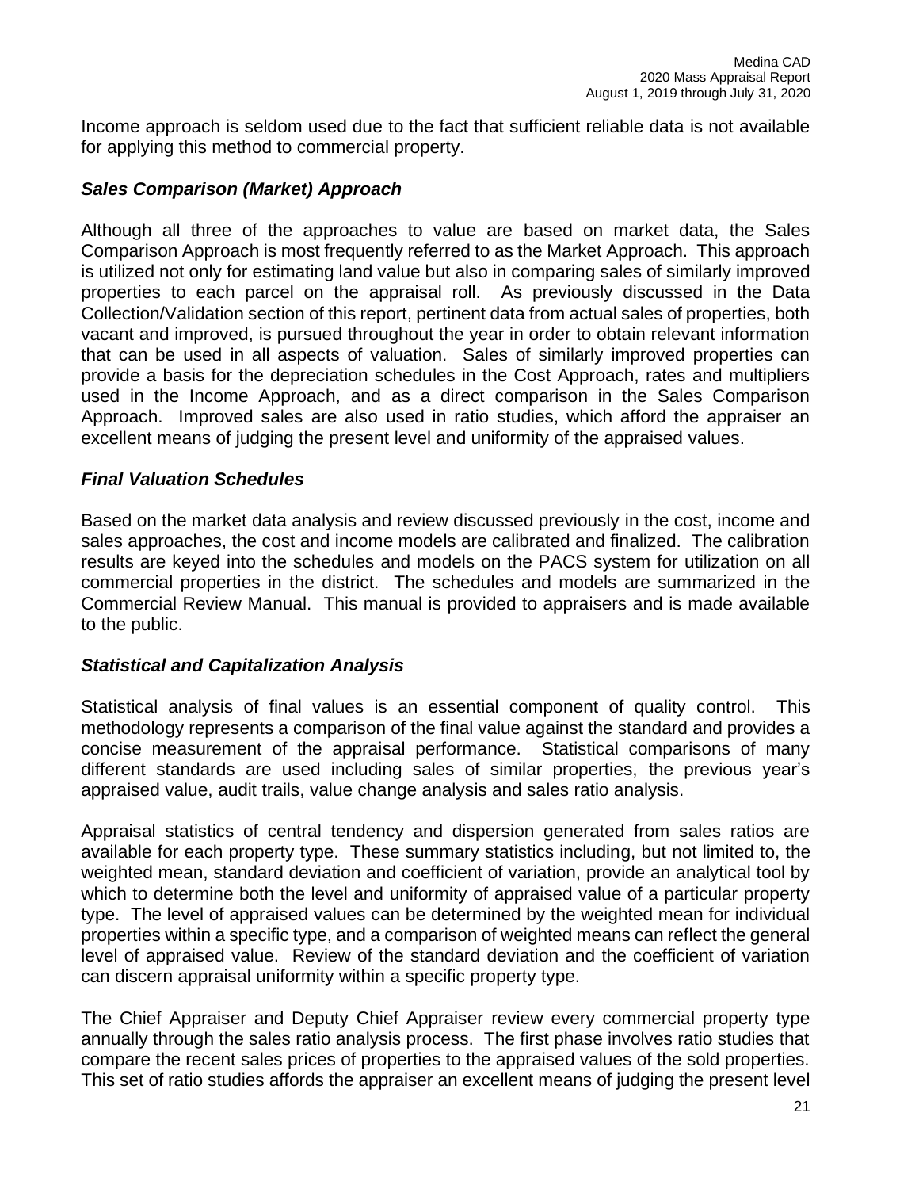Income approach is seldom used due to the fact that sufficient reliable data is not available for applying this method to commercial property.

### *Sales Comparison (Market) Approach*

Although all three of the approaches to value are based on market data, the Sales Comparison Approach is most frequently referred to as the Market Approach. This approach is utilized not only for estimating land value but also in comparing sales of similarly improved properties to each parcel on the appraisal roll. As previously discussed in the Data Collection/Validation section of this report, pertinent data from actual sales of properties, both vacant and improved, is pursued throughout the year in order to obtain relevant information that can be used in all aspects of valuation. Sales of similarly improved properties can provide a basis for the depreciation schedules in the Cost Approach, rates and multipliers used in the Income Approach, and as a direct comparison in the Sales Comparison Approach. Improved sales are also used in ratio studies, which afford the appraiser an excellent means of judging the present level and uniformity of the appraised values.

### *Final Valuation Schedules*

Based on the market data analysis and review discussed previously in the cost, income and sales approaches, the cost and income models are calibrated and finalized. The calibration results are keyed into the schedules and models on the PACS system for utilization on all commercial properties in the district. The schedules and models are summarized in the Commercial Review Manual. This manual is provided to appraisers and is made available to the public.

### *Statistical and Capitalization Analysis*

Statistical analysis of final values is an essential component of quality control. This methodology represents a comparison of the final value against the standard and provides a concise measurement of the appraisal performance. Statistical comparisons of many different standards are used including sales of similar properties, the previous year's appraised value, audit trails, value change analysis and sales ratio analysis.

Appraisal statistics of central tendency and dispersion generated from sales ratios are available for each property type. These summary statistics including, but not limited to, the weighted mean, standard deviation and coefficient of variation, provide an analytical tool by which to determine both the level and uniformity of appraised value of a particular property type. The level of appraised values can be determined by the weighted mean for individual properties within a specific type, and a comparison of weighted means can reflect the general level of appraised value. Review of the standard deviation and the coefficient of variation can discern appraisal uniformity within a specific property type.

The Chief Appraiser and Deputy Chief Appraiser review every commercial property type annually through the sales ratio analysis process. The first phase involves ratio studies that compare the recent sales prices of properties to the appraised values of the sold properties. This set of ratio studies affords the appraiser an excellent means of judging the present level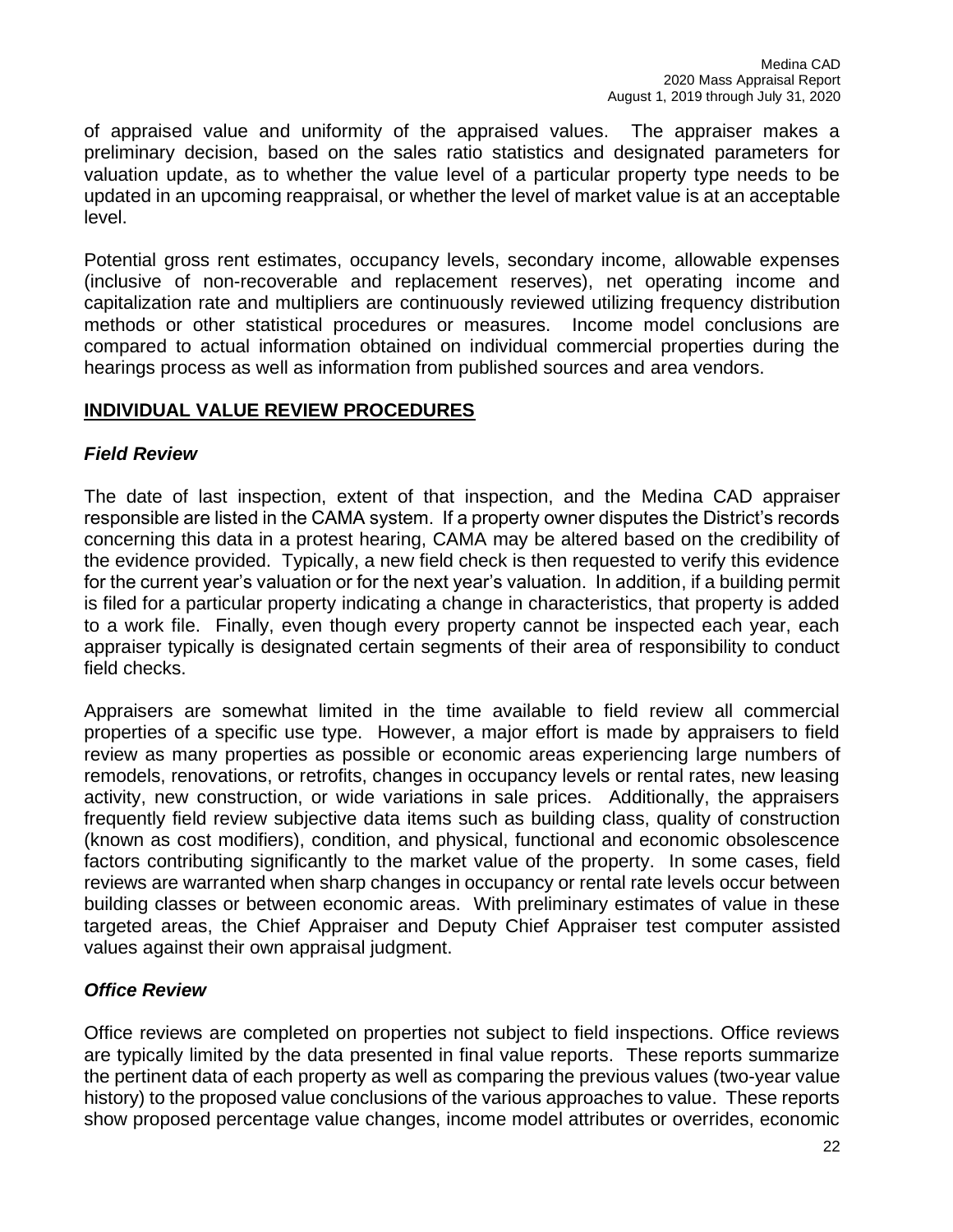of appraised value and uniformity of the appraised values. The appraiser makes a preliminary decision, based on the sales ratio statistics and designated parameters for valuation update, as to whether the value level of a particular property type needs to be updated in an upcoming reappraisal, or whether the level of market value is at an acceptable level.

Potential gross rent estimates, occupancy levels, secondary income, allowable expenses (inclusive of non-recoverable and replacement reserves), net operating income and capitalization rate and multipliers are continuously reviewed utilizing frequency distribution methods or other statistical procedures or measures. Income model conclusions are compared to actual information obtained on individual commercial properties during the hearings process as well as information from published sources and area vendors.

## INDIVIDUAL VALUE REVIEW PROCEDURES

### *Field Review*

The date of last inspection, extent of that inspection, and the Medina CAD appraiser responsible are listed in the CAMA system. If a property owner disputes the District's records concerning this data in a protest hearing, CAMA may be altered based on the credibility of the evidence provided. Typically, a new field check is then requested to verify this evidence for the current year's valuation or for the next year's valuation. In addition, if a building permit is filed for a particular property indicating a change in characteristics, that property is added to a work file. Finally, even though every property cannot be inspected each year, each appraiser typically is designated certain segments of their area of responsibility to conduct field checks.

Appraisers are somewhat limited in the time available to field review all commercial properties of a specific use type. However, a major effort is made by appraisers to field review as many properties as possible or economic areas experiencing large numbers of remodels, renovations, or retrofits, changes in occupancy levels or rental rates, new leasing activity, new construction, or wide variations in sale prices. Additionally, the appraisers frequently field review subjective data items such as building class, quality of construction (known as cost modifiers), condition, and physical, functional and economic obsolescence factors contributing significantly to the market value of the property. In some cases, field reviews are warranted when sharp changes in occupancy or rental rate levels occur between building classes or between economic areas. With preliminary estimates of value in these targeted areas, the Chief Appraiser and Deputy Chief Appraiser test computer assisted values against their own appraisal judgment.

### *Office Review*

Office reviews are completed on properties not subject to field inspections. Office reviews are typically limited by the data presented in final value reports. These reports summarize the pertinent data of each property as well as comparing the previous values (two-year value history) to the proposed value conclusions of the various approaches to value. These reports show proposed percentage value changes, income model attributes or overrides, economic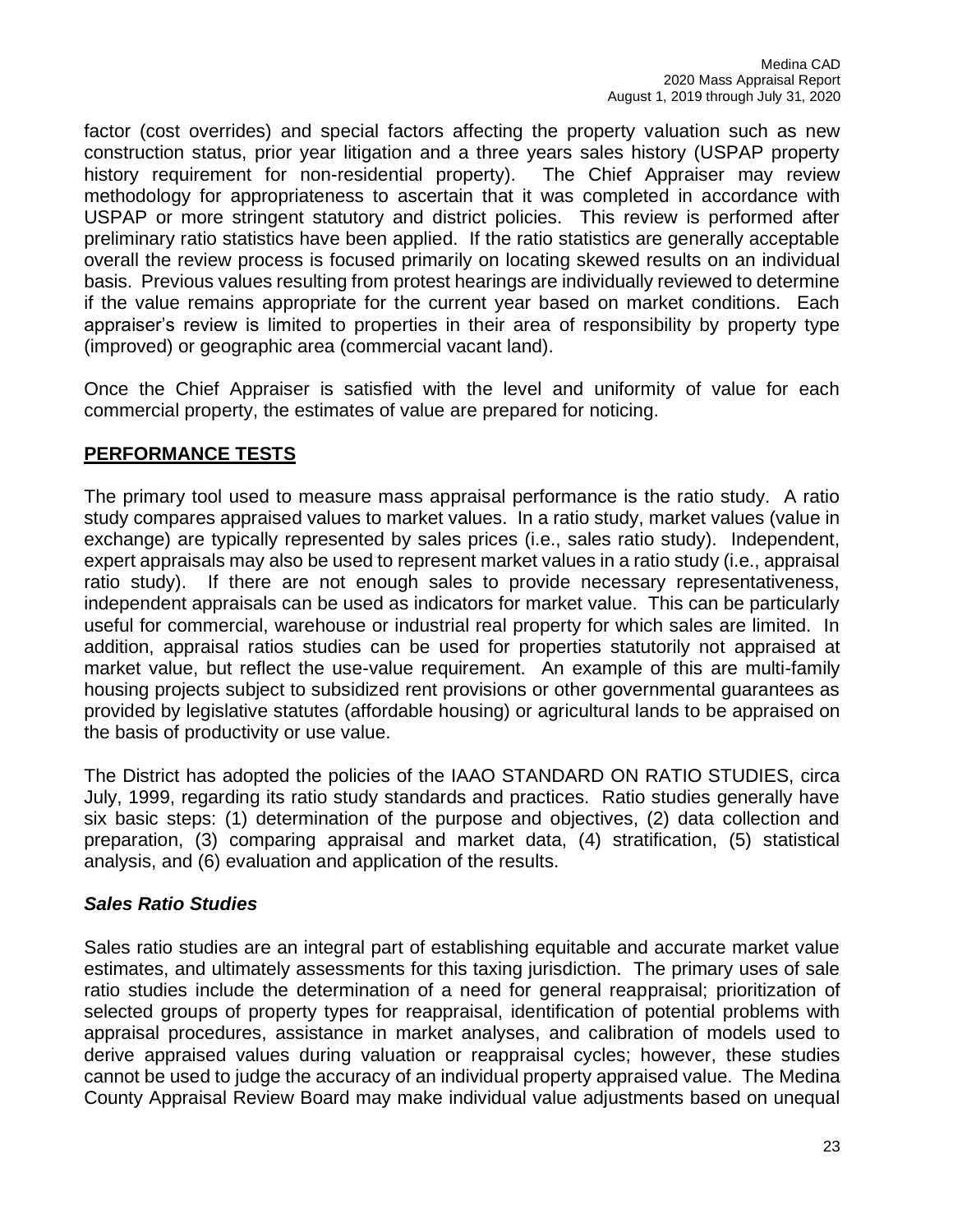factor (cost overrides) and special factors affecting the property valuation such as new construction status, prior year litigation and a three years sales history (USPAP property history requirement for non-residential property). The Chief Appraiser may review methodology for appropriateness to ascertain that it was completed in accordance with USPAP or more stringent statutory and district policies. This review is performed after preliminary ratio statistics have been applied. If the ratio statistics are generally acceptable overall the review process is focused primarily on locating skewed results on an individual basis. Previous values resulting from protest hearings are individually reviewed to determine if the value remains appropriate for the current year based on market conditions. Each appraiser's review is limited to properties in their area of responsibility by property type (improved) or geographic area (commercial vacant land).

Once the Chief Appraiser is satisfied with the level and uniformity of value for each commercial property, the estimates of value are prepared for noticing.

## PERFORMANCE TESTS

The primary tool used to measure mass appraisal performance is the ratio study. A ratio study compares appraised values to market values. In a ratio study, market values (value in exchange) are typically represented by sales prices (i.e., sales ratio study). Independent, expert appraisals may also be used to represent market values in a ratio study (i.e., appraisal ratio study). If there are not enough sales to provide necessary representativeness, independent appraisals can be used as indicators for market value. This can be particularly useful for commercial, warehouse or industrial real property for which sales are limited. In addition, appraisal ratios studies can be used for properties statutorily not appraised at market value, but reflect the use-value requirement. An example of this are multi-family housing projects subject to subsidized rent provisions or other governmental guarantees as provided by legislative statutes (affordable housing) or agricultural lands to be appraised on the basis of productivity or use value.

The District has adopted the policies of the IAAO STANDARD ON RATIO STUDIES, circa July, 1999, regarding its ratio study standards and practices. Ratio studies generally have six basic steps: (1) determination of the purpose and objectives, (2) data collection and preparation, (3) comparing appraisal and market data, (4) stratification, (5) statistical analysis, and (6) evaluation and application of the results.

### *Sales Ratio Studies*

Sales ratio studies are an integral part of establishing equitable and accurate market value estimates, and ultimately assessments for this taxing jurisdiction. The primary uses of sale ratio studies include the determination of a need for general reappraisal; prioritization of selected groups of property types for reappraisal, identification of potential problems with appraisal procedures, assistance in market analyses, and calibration of models used to derive appraised values during valuation or reappraisal cycles; however, these studies cannot be used to judge the accuracy of an individual property appraised value. The Medina County Appraisal Review Board may make individual value adjustments based on unequal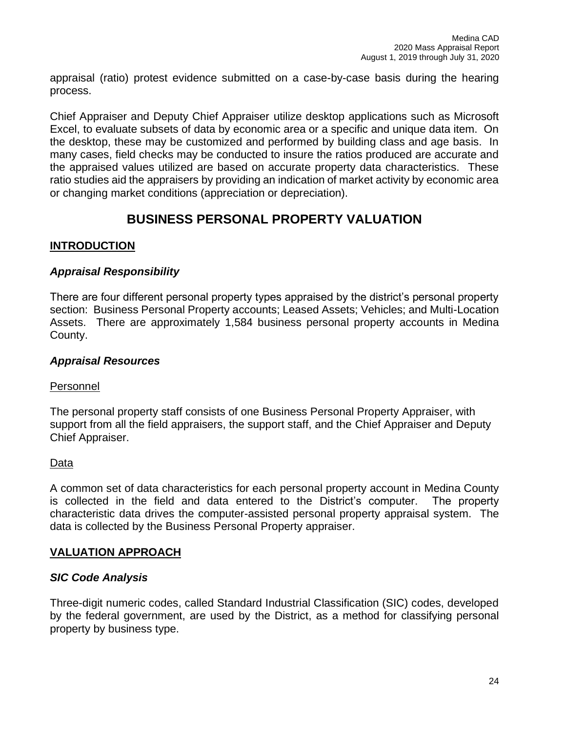appraisal (ratio) protest evidence submitted on a case-by-case basis during the hearing process.

Chief Appraiser and Deputy Chief Appraiser utilize desktop applications such as Microsoft Excel, to evaluate subsets of data by economic area or a specific and unique data item. On the desktop, these may be customized and performed by building class and age basis. In many cases, field checks may be conducted to insure the ratios produced are accurate and the appraised values utilized are based on accurate property data characteristics. These ratio studies aid the appraisers by providing an indication of market activity by economic area or changing market conditions (appreciation or depreciation).

# BUSINESS PERSONAL PROPERTY VALUATION

## INTRODUCTION

### *Appraisal Responsibility*

There are four different personal property types appraised by the district's personal property section: Business Personal Property accounts; Leased Assets; Vehicles; and Multi-Location Assets. There are approximately 1,584 business personal property accounts in Medina County.

### *Appraisal Resources*

Personnel

The personal property staff consists of one Business Personal Property Appraiser, with support from all the field appraisers, the support staff, and the Chief Appraiser and Deputy Chief Appraiser.

Data

A common set of data characteristics for each personal property account in Medina County is collected in the field and data entered to the District's computer. The property characteristic data drives the computer-assisted personal property appraisal system. The data is collected by the Business Personal Property appraiser.

## VALUATION APPROACH

### *SIC Code Analysis*

Three-digit numeric codes, called Standard Industrial Classification (SIC) codes, developed by the federal government, are used by the District, as a method for classifying personal property by business type.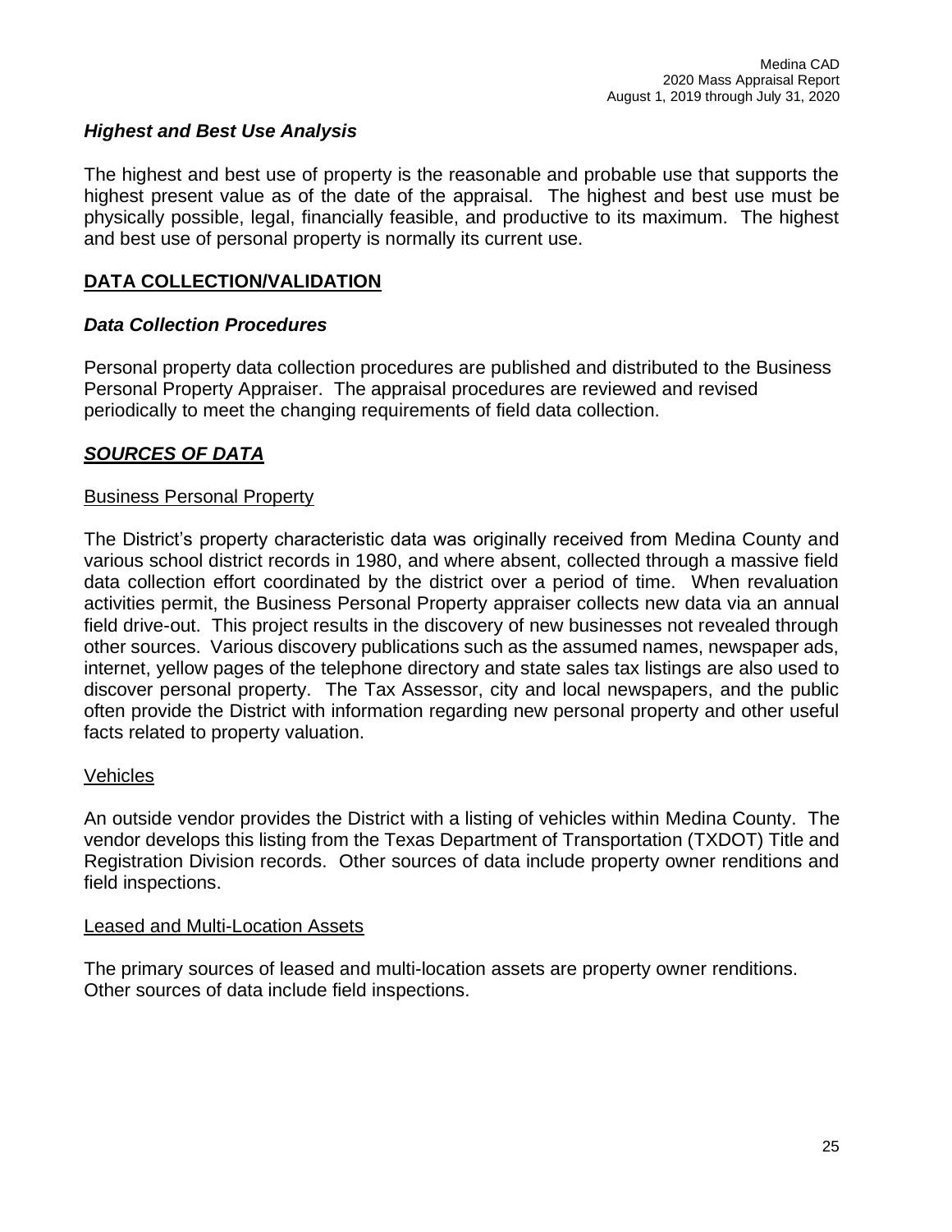### *Highest and Best Use Analysis*

The highest and best use of property is the reasonable and probable use that supports the highest present value as of the date of the appraisal. The highest and best use must be physically possible, legal, financially feasible, and productive to its maximum. The highest and best use of personal property is normally its current use.

## DATA COLLECTION/VALIDATION

### *Data Collection Procedures*

Personal property data collection procedures are published and distributed to the Business Personal Property Appraiser. The appraisal procedures are reviewed and revised periodically to meet the changing requirements of field data collection.

### *SOURCES OF DATA*

#### Business Personal Property

The District's property characteristic data was originally received from Medina County and various school district records in 1980, and where absent, collected through a massive field data collection effort coordinated by the district over a period of time. When revaluation activities permit, the Business Personal Property appraiser collects new data via an annual field drive-out. This project results in the discovery of new businesses not revealed through other sources. Various discovery publications such as the assumed names, newspaper ads, internet, yellow pages of the telephone directory and state sales tax listings are also used to discover personal property. The Tax Assessor, city and local newspapers, and the public often provide the District with information regarding new personal property and other useful facts related to property valuation.

#### Vehicles

An outside vendor provides the District with a listing of vehicles within Medina County. The vendor develops this listing from the Texas Department of Transportation (TXDOT) Title and Registration Division records. Other sources of data include property owner renditions and field inspections.

#### Leased and Multi-Location Assets

The primary sources of leased and multi-location assets are property owner renditions. Other sources of data include field inspections.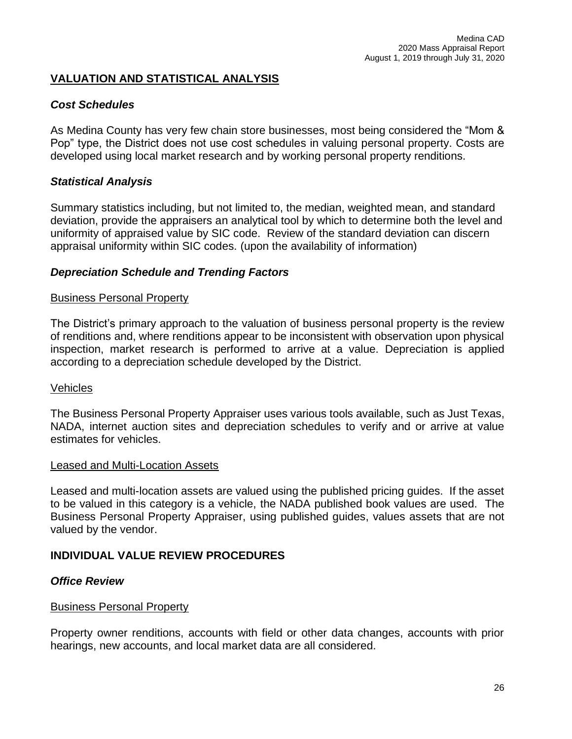## VALUATION AND STATISTICAL ANALYSIS

### *Cost Schedules*

As Medina County has very few chain store businesses, most being considered the "Mom & Pop" type, the District does not use cost schedules in valuing personal property. Costs are developed using local market research and by working personal property renditions.

### *Statistical Analysis*

Summary statistics including, but not limited to, the median, weighted mean, and standard deviation, provide the appraisers an analytical tool by which to determine both the level and uniformity of appraised value by SIC code. Review of the standard deviation can discern appraisal uniformity within SIC codes. (upon the availability of information)

### *Depreciation Schedule and Trending Factors*

#### Business Personal Property

The District's primary approach to the valuation of business personal property is the review of renditions and, where renditions appear to be inconsistent with observation upon physical inspection, market research is performed to arrive at a value. Depreciation is applied according to a depreciation schedule developed by the District.

#### Vehicles

The Business Personal Property Appraiser uses various tools available, such as Just Texas, NADA, internet auction sites and depreciation schedules to verify and or arrive at value estimates for vehicles.

#### Leased and Multi-Location Assets

Leased and multi-location assets are valued using the published pricing guides. If the asset to be valued in this category is a vehicle, the NADA published book values are used. The Business Personal Property Appraiser, using published guides, values assets that are not valued by the vendor.

## INDIVIDUAL VALUE REVIEW PROCEDURES

### *Office Review*

#### Business Personal Property

Property owner renditions, accounts with field or other data changes, accounts with prior hearings, new accounts, and local market data are all considered.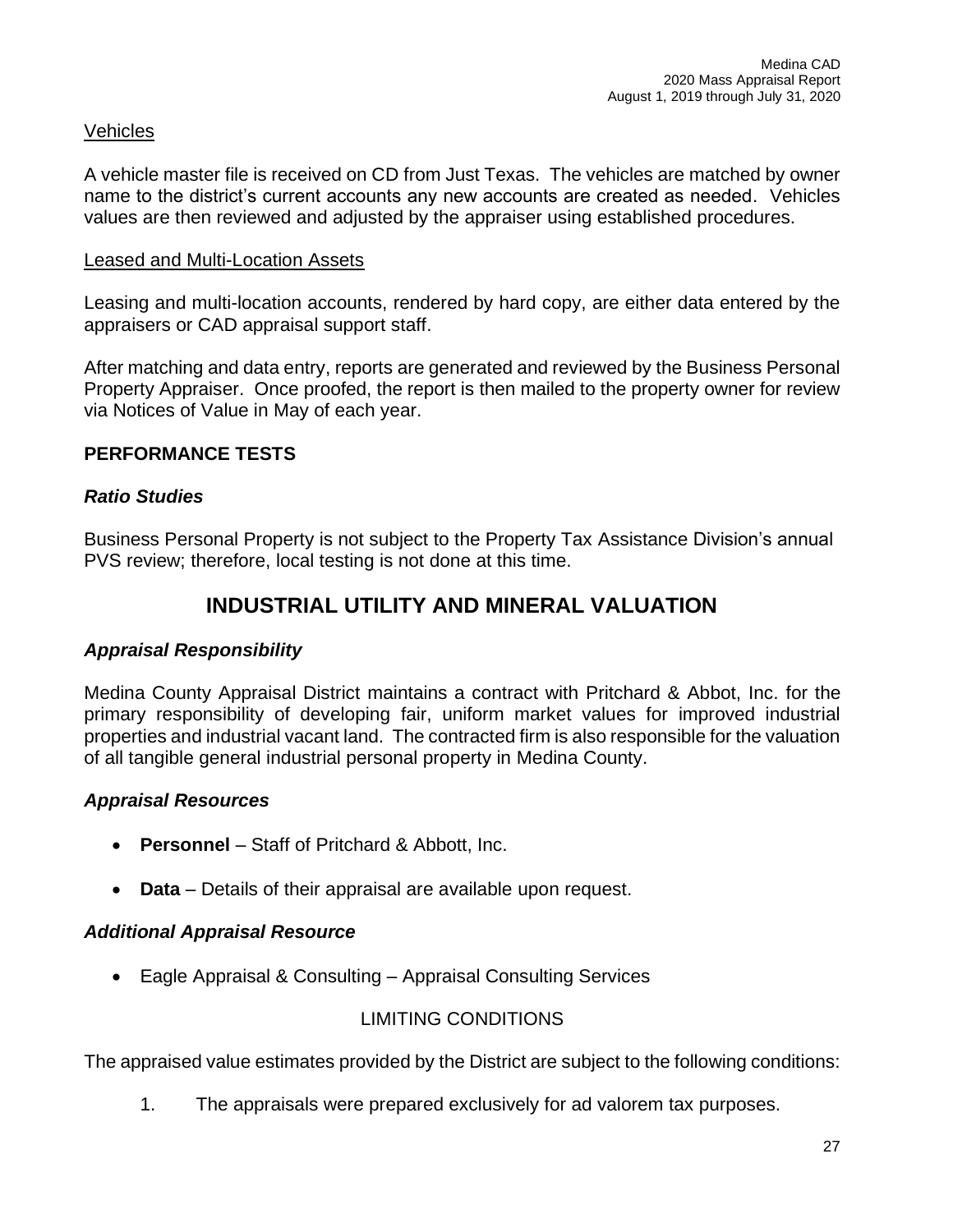Vehicles

A vehicle master file is received on CD from Just Texas. The vehicles are matched by owner name to the district's current accounts any new accounts are created as needed. Vehicles values are then reviewed and adjusted by the appraiser using established procedures.

Leased and Multi-Location Assets

Leasing and multi-location accounts, rendered by hard copy, are either data entered by the appraisers or CAD appraisal support staff.

After matching and data entry, reports are generated and reviewed by the Business Personal Property Appraiser. Once proofed, the report is then mailed to the property owner for review via Notices of Value in May of each year.

## PERFORMANCE TESTS

### *Ratio Studies*

Business Personal Property is not subject to the Property Tax Assistance Division's annual PVS review; therefore, local testing is not done at this time.

# INDUSTRIAL UTILITY AND MINERAL VALUATION

### *Appraisal Responsibility*

Medina County Appraisal District maintains a contract with Pritchard & Abbot, Inc. for the primary responsibility of developing fair, uniform market values for improved industrial properties and industrial vacant land. The contracted firm is also responsible for the valuation of all tangible general industrial personal property in Medina County.

### *Appraisal Resources*

- **Personnel** – Staff of Pritchard & Abbott, Inc.
- **Data** – Details of their appraisal are available upon request.

### *Additional Appraisal Resource*

- Eagle Appraisal & Consulting – Appraisal Consulting Services

LIMITING CONDITIONS

The appraised value estimates provided by the District are subject to the following conditions:

1. The appraisals were prepared exclusively for ad valorem tax purposes.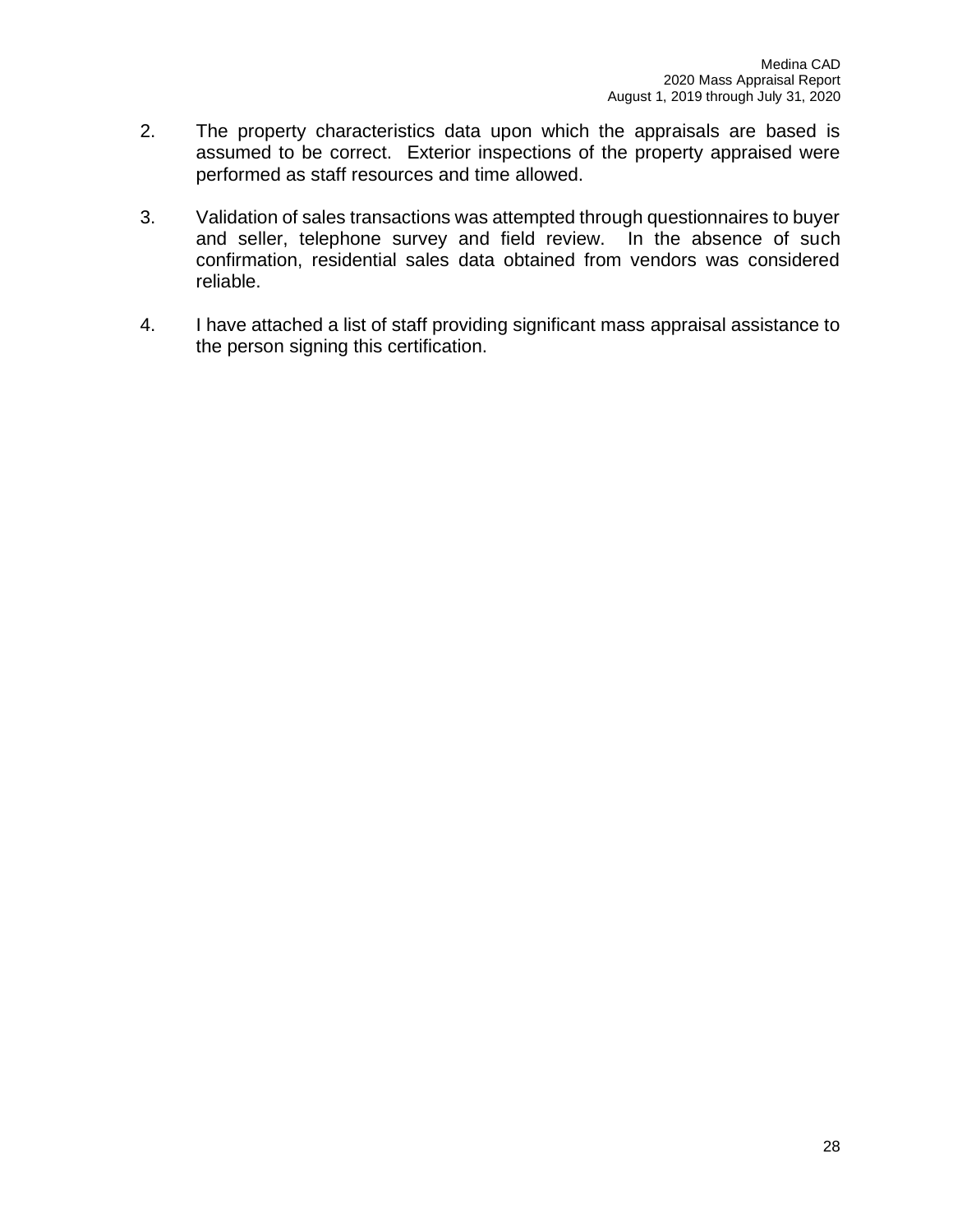2. The property characteristics data upon which the appraisals are based is assumed to be correct. Exterior inspections of the property appraised were performed as staff resources and time allowed.

3. Validation of sales transactions was attempted through questionnaires to buyer and seller, telephone survey and field review. In the absence of such confirmation, residential sales data obtained from vendors was considered reliable.

4. I have attached a list of staff providing significant mass appraisal assistance to the person signing this certification.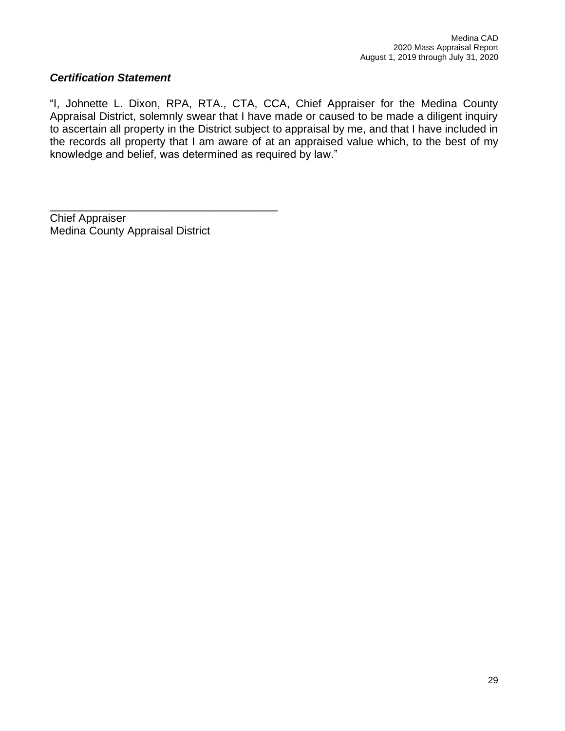***Certification Statement***

"I, Johnette L. Dixon, RPA, RTA., CTA, CCA, Chief Appraiser for the Medina County Appraisal District, solemnly swear that I have made or caused to be made a diligent inquiry to ascertain all property in the District subject to appraisal by me, and that I have included in the records all property that I am aware of at an appraised value which, to the best of my knowledge and belief, was determined as required by law."

\_\_\_\_\_\_\_\_\_\_\_\_\_\_\_\_\_\_\_\_\_\_\_\_\_\_\_\_\_\_\_\_\_\_\_\_\_\_

Chief Appraiser
Medina County Appraisal District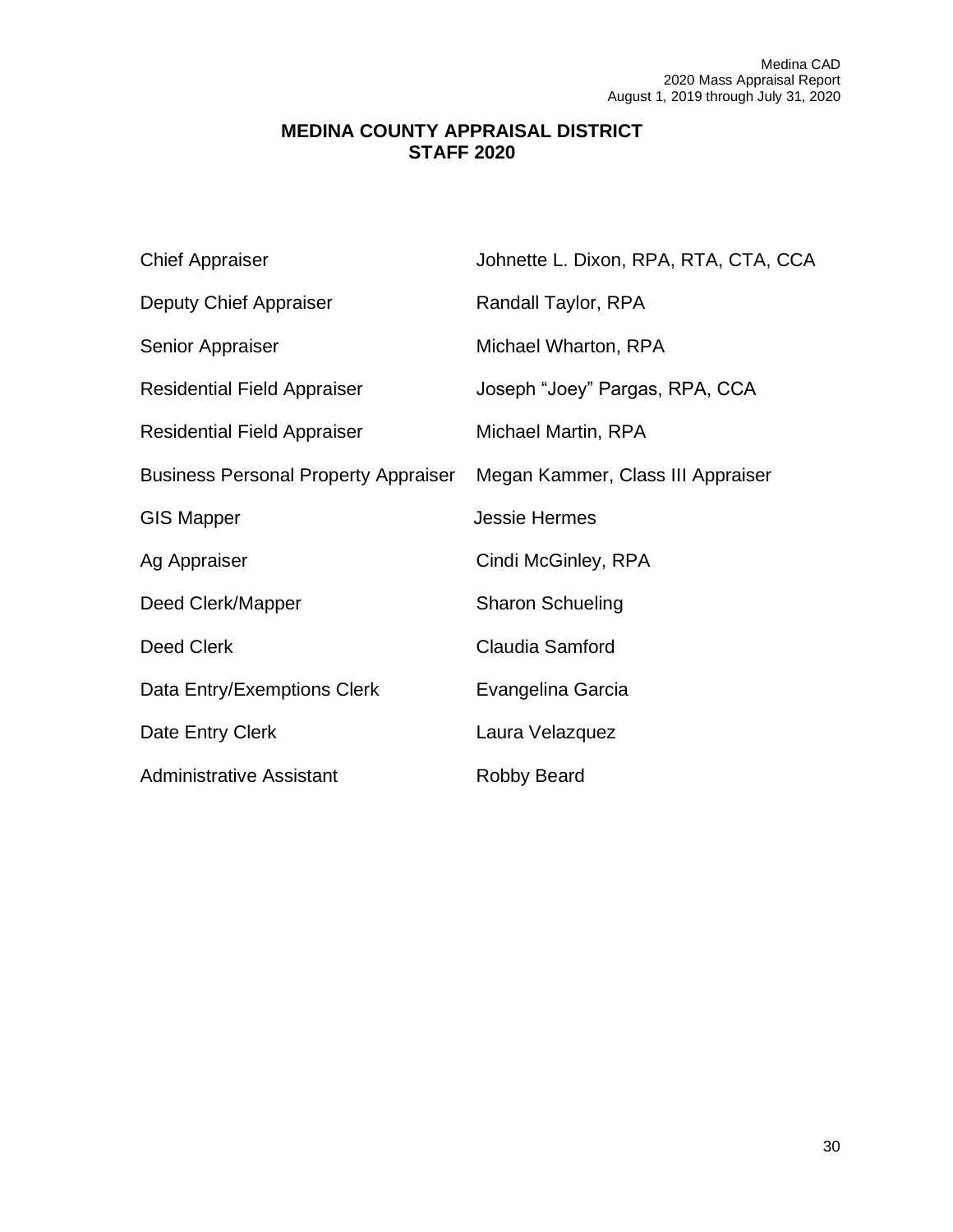# MEDINA COUNTY APPRAISAL DISTRICT
## STAFF 2020

| | |
|---|---|
| Chief Appraiser | Johnette L. Dixon, RPA, RTA, CTA, CCA |
| Deputy Chief Appraiser | Randall Taylor, RPA |
| Senior Appraiser | Michael Wharton, RPA |
| Residential Field Appraiser | Joseph "Joey" Pargas, RPA, CCA |
| Residential Field Appraiser | Michael Martin, RPA |
| Business Personal Property Appraiser | Megan Kammer, Class III Appraiser |
| GIS Mapper | Jessie Hermes |
| Ag Appraiser | Cindi McGinley, RPA |
| Deed Clerk/Mapper | Sharon Schueling |
| Deed Clerk | Claudia Samford |
| Data Entry/Exemptions Clerk | Evangelina Garcia |
| Date Entry Clerk | Laura Velazquez |
| Administrative Assistant | Robby Beard |